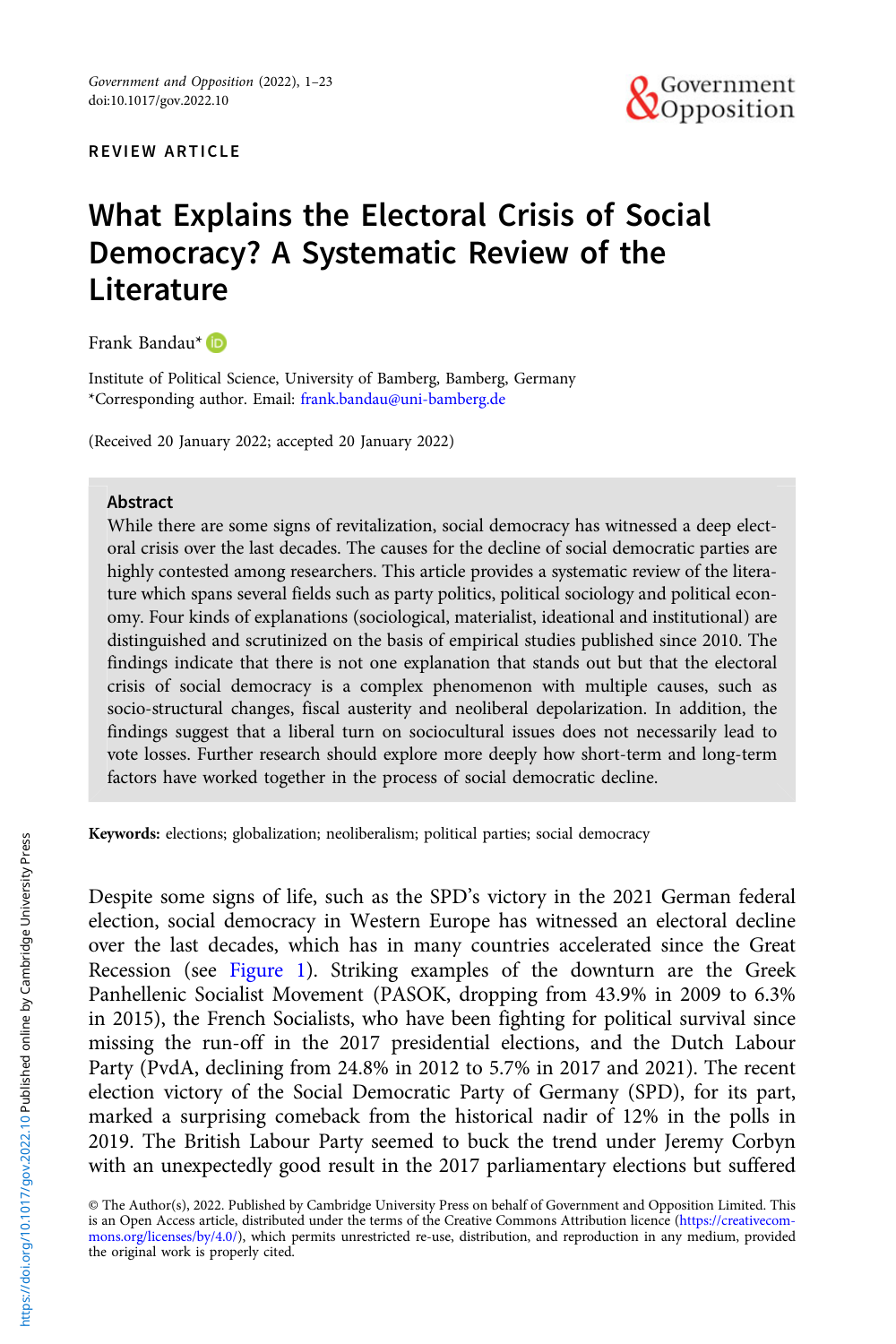REVIEW ARTICLE

# What Explains the Electoral Crisis of Social Democracy? A Systematic Review of the Literature

Frank Bandau*

Institute of Political Science, University of Bamberg, Bamberg, Germany
*Corresponding author. Email: frank.bandau@uni-bamberg.de

(Received 20 January 2022; accepted 20 January 2022)

## Abstract

While there are some signs of revitalization, social democracy has witnessed a deep electoral crisis over the last decades. The causes for the decline of social democratic parties are highly contested among researchers. This article provides a systematic review of the literature which spans several fields such as party politics, political sociology and political economy. Four kinds of explanations (sociological, materialist, ideational and institutional) are distinguished and scrutinized on the basis of empirical studies published since 2010. The findings indicate that there is not one explanation that stands out but that the electoral crisis of social democracy is a complex phenomenon with multiple causes, such as socio-structural changes, fiscal austerity and neoliberal depolarization. In addition, the findings suggest that a liberal turn on sociocultural issues does not necessarily lead to vote losses. Further research should explore more deeply how short-term and long-term factors have worked together in the process of social democratic decline.

**Keywords:** elections; globalization; neoliberalism; political parties; social democracy

Despite some signs of life, such as the SPD's victory in the 2021 German federal election, social democracy in Western Europe has witnessed an electoral decline over the last decades, which has in many countries accelerated since the Great Recession (see Figure 1). Striking examples of the downturn are the Greek Panhellenic Socialist Movement (PASOK, dropping from 43.9% in 2009 to 6.3% in 2015), the French Socialists, who have been fighting for political survival since missing the run-off in the 2017 presidential elections, and the Dutch Labour Party (PvdA, declining from 24.8% in 2012 to 5.7% in 2017 and 2021). The recent election victory of the Social Democratic Party of Germany (SPD), for its part, marked a surprising comeback from the historical nadir of 12% in the polls in 2019. The British Labour Party seemed to buck the trend under Jeremy Corbyn with an unexpectedly good result in the 2017 parliamentary elections but suffered

© The Author(s), 2022. Published by Cambridge University Press on behalf of Government and Opposition Limited. This is an Open Access article, distributed under the terms of the Creative Commons Attribution licence (https://creativecommons.org/licenses/by/4.0/), which permits unrestricted re-use, distribution, and reproduction in any medium, provided the original work is properly cited.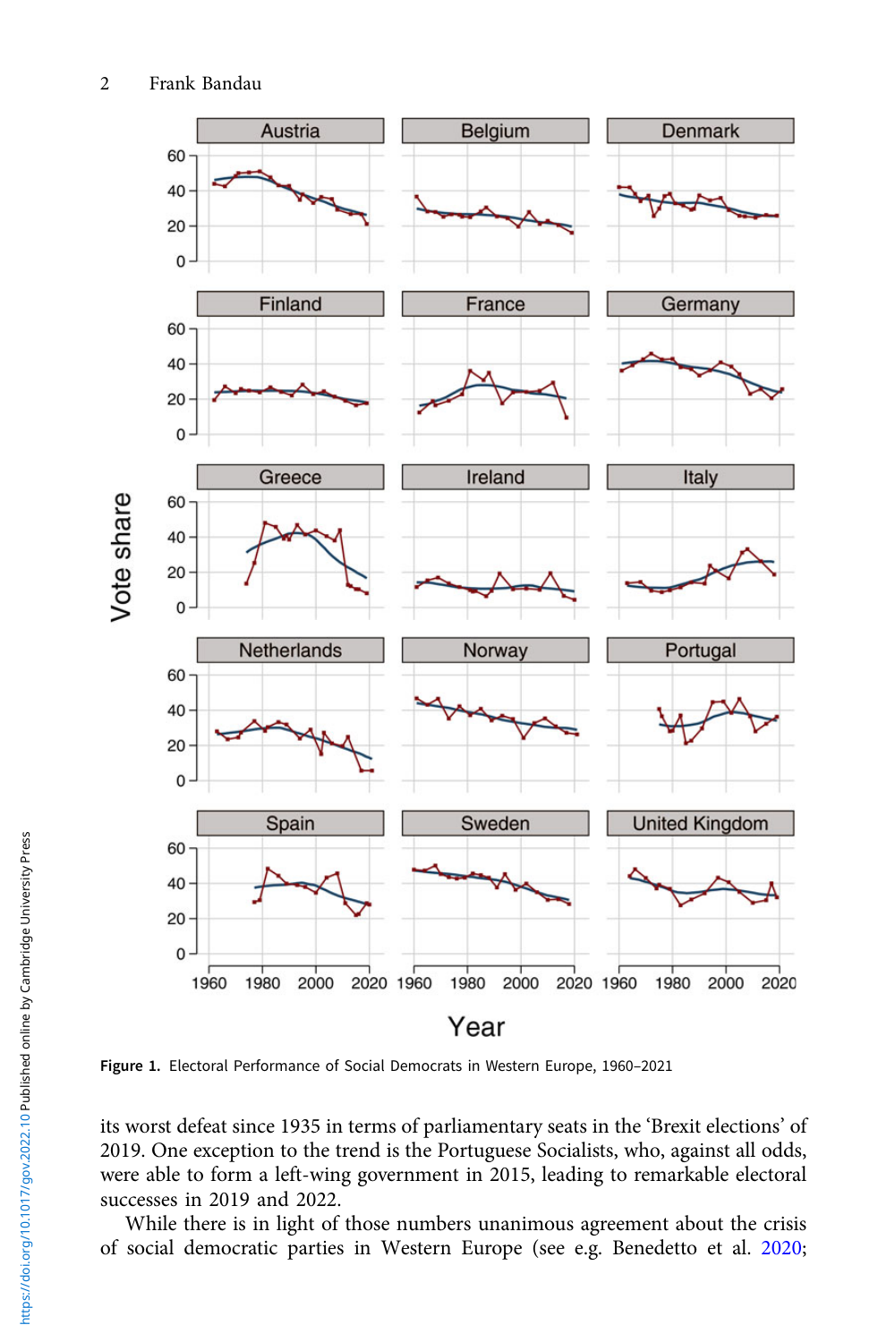Figure 1. Electoral Performance of Social Democrats in Western Europe, 1960–2021

its worst defeat since 1935 in terms of parliamentary seats in the 'Brexit elections' of 2019. One exception to the trend is the Portuguese Socialists, who, against all odds, were able to form a left-wing government in 2015, leading to remarkable electoral successes in 2019 and 2022.

While there is in light of those numbers unanimous agreement about the crisis of social democratic parties in Western Europe (see e.g. Benedetto et al. 2020;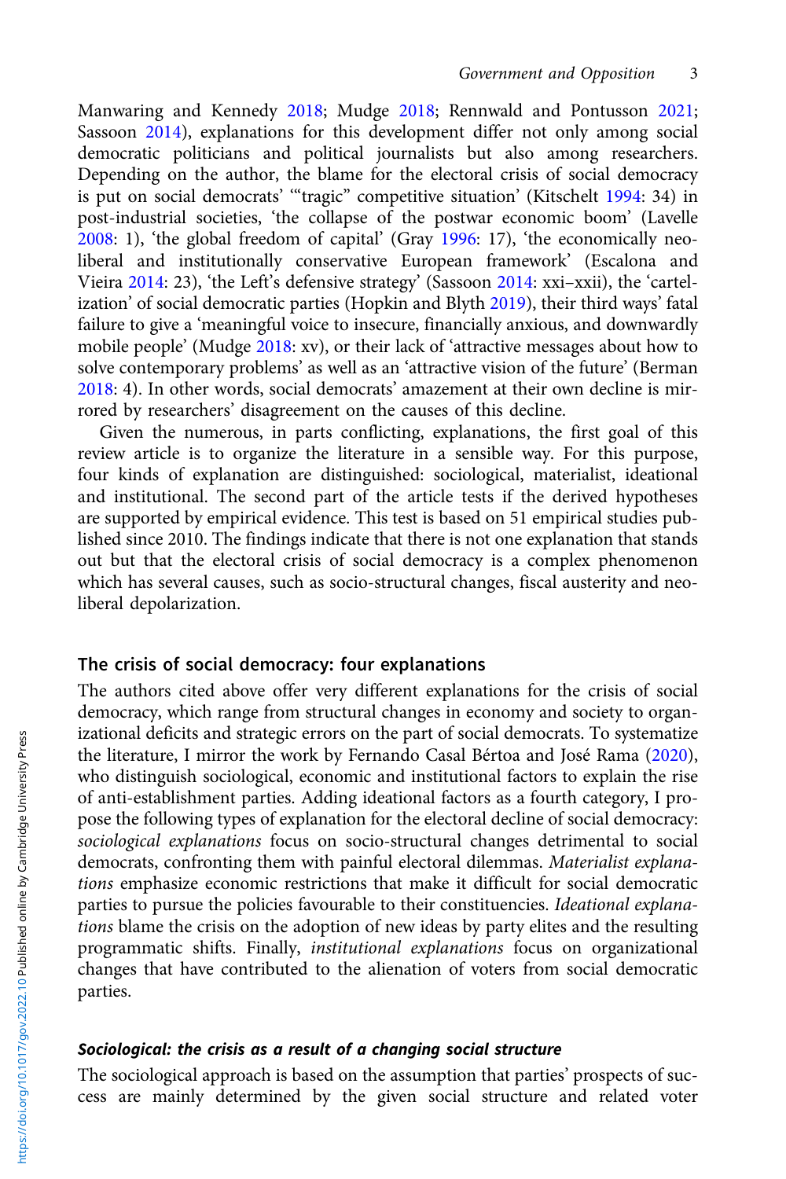Manwaring and Kennedy 2018; Mudge 2018; Rennwald and Pontusson 2021; Sassoon 2014), explanations for this development differ not only among social democratic politicians and political journalists but also among researchers. Depending on the author, the blame for the electoral crisis of social democracy is put on social democrats' '"tragic" competitive situation' (Kitschelt 1994: 34) in post-industrial societies, 'the collapse of the postwar economic boom' (Lavelle 2008: 1), 'the global freedom of capital' (Gray 1996: 17), 'the economically neoliberal and institutionally conservative European framework' (Escalona and Vieira 2014: 23), 'the Left's defensive strategy' (Sassoon 2014: xxi–xxii), the 'cartelization' of social democratic parties (Hopkin and Blyth 2019), their third ways' fatal failure to give a 'meaningful voice to insecure, financially anxious, and downwardly mobile people' (Mudge 2018: xv), or their lack of 'attractive messages about how to solve contemporary problems' as well as an 'attractive vision of the future' (Berman 2018: 4). In other words, social democrats' amazement at their own decline is mirrored by researchers' disagreement on the causes of this decline.

Given the numerous, in parts conflicting, explanations, the first goal of this review article is to organize the literature in a sensible way. For this purpose, four kinds of explanation are distinguished: sociological, materialist, ideational and institutional. The second part of the article tests if the derived hypotheses are supported by empirical evidence. This test is based on 51 empirical studies published since 2010. The findings indicate that there is not one explanation that stands out but that the electoral crisis of social democracy is a complex phenomenon which has several causes, such as socio-structural changes, fiscal austerity and neoliberal depolarization.

## The crisis of social democracy: four explanations

The authors cited above offer very different explanations for the crisis of social democracy, which range from structural changes in economy and society to organizational deficits and strategic errors on the part of social democrats. To systematize the literature, I mirror the work by Fernando Casal Bértoa and José Rama (2020), who distinguish sociological, economic and institutional factors to explain the rise of anti-establishment parties. Adding ideational factors as a fourth category, I propose the following types of explanation for the electoral decline of social democracy: *sociological explanations* focus on socio-structural changes detrimental to social democrats, confronting them with painful electoral dilemmas. *Materialist explanations* emphasize economic restrictions that make it difficult for social democratic parties to pursue the policies favourable to their constituencies. *Ideational explanations* blame the crisis on the adoption of new ideas by party elites and the resulting programmatic shifts. Finally, *institutional explanations* focus on organizational changes that have contributed to the alienation of voters from social democratic parties.

### *Sociological: the crisis as a result of a changing social structure*

The sociological approach is based on the assumption that parties' prospects of success are mainly determined by the given social structure and related voter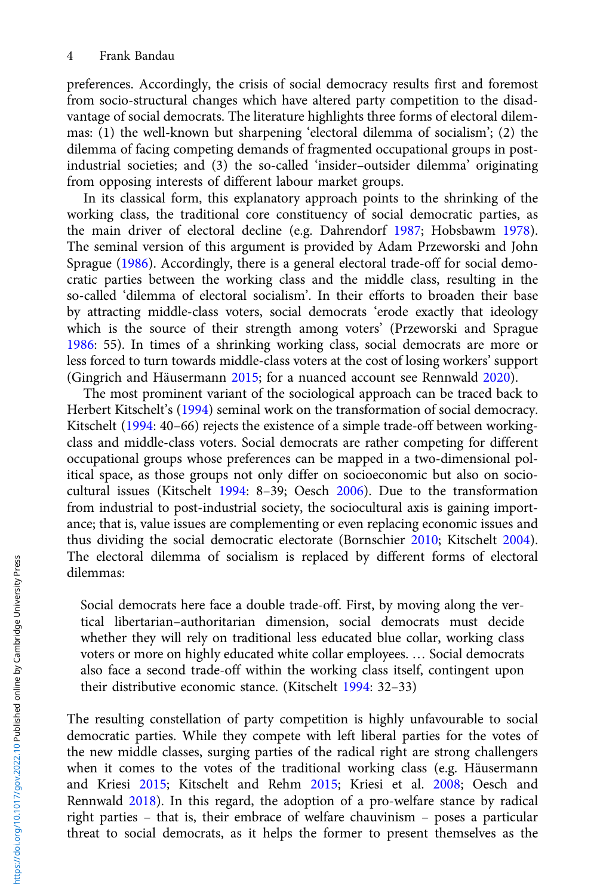preferences. Accordingly, the crisis of social democracy results first and foremost from socio-structural changes which have altered party competition to the disadvantage of social democrats. The literature highlights three forms of electoral dilemmas: (1) the well-known but sharpening 'electoral dilemma of socialism'; (2) the dilemma of facing competing demands of fragmented occupational groups in post-industrial societies; and (3) the so-called 'insider–outsider dilemma' originating from opposing interests of different labour market groups.

In its classical form, this explanatory approach points to the shrinking of the working class, the traditional core constituency of social democratic parties, as the main driver of electoral decline (e.g. Dahrendorf 1987; Hobsbawm 1978). The seminal version of this argument is provided by Adam Przeworski and John Sprague (1986). Accordingly, there is a general electoral trade-off for social democratic parties between the working class and the middle class, resulting in the so-called 'dilemma of electoral socialism'. In their efforts to broaden their base by attracting middle-class voters, social democrats 'erode exactly that ideology which is the source of their strength among voters' (Przeworski and Sprague 1986: 55). In times of a shrinking working class, social democrats are more or less forced to turn towards middle-class voters at the cost of losing workers' support (Gingrich and Häusermann 2015; for a nuanced account see Rennwald 2020).

The most prominent variant of the sociological approach can be traced back to Herbert Kitschelt's (1994) seminal work on the transformation of social democracy. Kitschelt (1994: 40–66) rejects the existence of a simple trade-off between working-class and middle-class voters. Social democrats are rather competing for different occupational groups whose preferences can be mapped in a two-dimensional political space, as those groups not only differ on socioeconomic but also on sociocultural issues (Kitschelt 1994: 8–39; Oesch 2006). Due to the transformation from industrial to post-industrial society, the sociocultural axis is gaining importance; that is, value issues are complementing or even replacing economic issues and thus dividing the social democratic electorate (Bornschier 2010; Kitschelt 2004). The electoral dilemma of socialism is replaced by different forms of electoral dilemmas:

> Social democrats here face a double trade-off. First, by moving along the vertical libertarian–authoritarian dimension, social democrats must decide whether they will rely on traditional less educated blue collar, working class voters or more on highly educated white collar employees. … Social democrats also face a second trade-off within the working class itself, contingent upon their distributive economic stance. (Kitschelt 1994: 32–33)

The resulting constellation of party competition is highly unfavourable to social democratic parties. While they compete with left liberal parties for the votes of the new middle classes, surging parties of the radical right are strong challengers when it comes to the votes of the traditional working class (e.g. Häusermann and Kriesi 2015; Kitschelt and Rehm 2015; Kriesi et al. 2008; Oesch and Rennwald 2018). In this regard, the adoption of a pro-welfare stance by radical right parties – that is, their embrace of welfare chauvinism – poses a particular threat to social democrats, as it helps the former to present themselves as the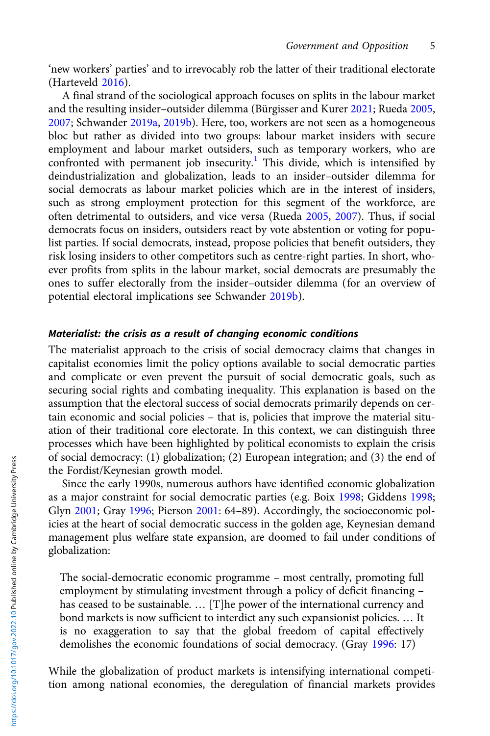'new workers' parties' and to irrevocably rob the latter of their traditional electorate (Harteveld 2016).

A final strand of the sociological approach focuses on splits in the labour market and the resulting insider–outsider dilemma (Bürgisser and Kurer 2021; Rueda 2005, 2007; Schwander 2019a, 2019b). Here, too, workers are not seen as a homogeneous bloc but rather as divided into two groups: labour market insiders with secure employment and labour market outsiders, such as temporary workers, who are confronted with permanent job insecurity.[1] This divide, which is intensified by deindustrialization and globalization, leads to an insider–outsider dilemma for social democrats as labour market policies which are in the interest of insiders, such as strong employment protection for this segment of the workforce, are often detrimental to outsiders, and vice versa (Rueda 2005, 2007). Thus, if social democrats focus on insiders, outsiders react by vote abstention or voting for populist parties. If social democrats, instead, propose policies that benefit outsiders, they risk losing insiders to other competitors such as centre-right parties. In short, whoever profits from splits in the labour market, social democrats are presumably the ones to suffer electorally from the insider–outsider dilemma (for an overview of potential electoral implications see Schwander 2019b).

### *Materialist: the crisis as a result of changing economic conditions*

The materialist approach to the crisis of social democracy claims that changes in capitalist economies limit the policy options available to social democratic parties and complicate or even prevent the pursuit of social democratic goals, such as securing social rights and combating inequality. This explanation is based on the assumption that the electoral success of social democrats primarily depends on certain economic and social policies – that is, policies that improve the material situation of their traditional core electorate. In this context, we can distinguish three processes which have been highlighted by political economists to explain the crisis of social democracy: (1) globalization; (2) European integration; and (3) the end of the Fordist/Keynesian growth model.

Since the early 1990s, numerous authors have identified economic globalization as a major constraint for social democratic parties (e.g. Boix 1998; Giddens 1998; Glyn 2001; Gray 1996; Pierson 2001: 64–89). Accordingly, the socioeconomic policies at the heart of social democratic success in the golden age, Keynesian demand management plus welfare state expansion, are doomed to fail under conditions of globalization:

> The social-democratic economic programme – most centrally, promoting full employment by stimulating investment through a policy of deficit financing – has ceased to be sustainable. … [T]he power of the international currency and bond markets is now sufficient to interdict any such expansionist policies. … It is no exaggeration to say that the global freedom of capital effectively demolishes the economic foundations of social democracy. (Gray 1996: 17)

While the globalization of product markets is intensifying international competition among national economies, the deregulation of financial markets provides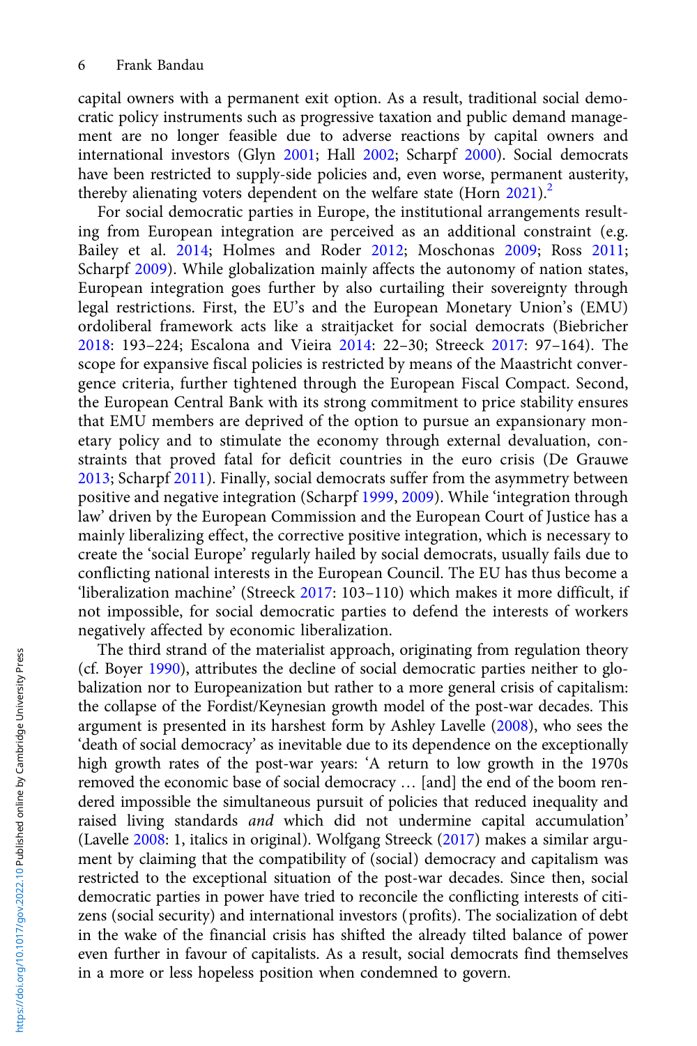capital owners with a permanent exit option. As a result, traditional social democratic policy instruments such as progressive taxation and public demand management are no longer feasible due to adverse reactions by capital owners and international investors (Glyn 2001; Hall 2002; Scharpf 2000). Social democrats have been restricted to supply-side policies and, even worse, permanent austerity, thereby alienating voters dependent on the welfare state (Horn 2021).[2]

For social democratic parties in Europe, the institutional arrangements resulting from European integration are perceived as an additional constraint (e.g. Bailey et al. 2014; Holmes and Roder 2012; Moschonas 2009; Ross 2011; Scharpf 2009). While globalization mainly affects the autonomy of nation states, European integration goes further by also curtailing their sovereignty through legal restrictions. First, the EU's and the European Monetary Union's (EMU) ordoliberal framework acts like a straitjacket for social democrats (Biebricher 2018: 193–224; Escalona and Vieira 2014: 22–30; Streeck 2017: 97–164). The scope for expansive fiscal policies is restricted by means of the Maastricht convergence criteria, further tightened through the European Fiscal Compact. Second, the European Central Bank with its strong commitment to price stability ensures that EMU members are deprived of the option to pursue an expansionary monetary policy and to stimulate the economy through external devaluation, constraints that proved fatal for deficit countries in the euro crisis (De Grauwe 2013; Scharpf 2011). Finally, social democrats suffer from the asymmetry between positive and negative integration (Scharpf 1999, 2009). While 'integration through law' driven by the European Commission and the European Court of Justice has a mainly liberalizing effect, the corrective positive integration, which is necessary to create the 'social Europe' regularly hailed by social democrats, usually fails due to conflicting national interests in the European Council. The EU has thus become a 'liberalization machine' (Streeck 2017: 103–110) which makes it more difficult, if not impossible, for social democratic parties to defend the interests of workers negatively affected by economic liberalization.

The third strand of the materialist approach, originating from regulation theory (cf. Boyer 1990), attributes the decline of social democratic parties neither to globalization nor to Europeanization but rather to a more general crisis of capitalism: the collapse of the Fordist/Keynesian growth model of the post-war decades. This argument is presented in its harshest form by Ashley Lavelle (2008), who sees the 'death of social democracy' as inevitable due to its dependence on the exceptionally high growth rates of the post-war years: 'A return to low growth in the 1970s removed the economic base of social democracy … [and] the end of the boom rendered impossible the simultaneous pursuit of policies that reduced inequality and raised living standards *and* which did not undermine capital accumulation' (Lavelle 2008: 1, italics in original). Wolfgang Streeck (2017) makes a similar argument by claiming that the compatibility of (social) democracy and capitalism was restricted to the exceptional situation of the post-war decades. Since then, social democratic parties in power have tried to reconcile the conflicting interests of citizens (social security) and international investors (profits). The socialization of debt in the wake of the financial crisis has shifted the already tilted balance of power even further in favour of capitalists. As a result, social democrats find themselves in a more or less hopeless position when condemned to govern.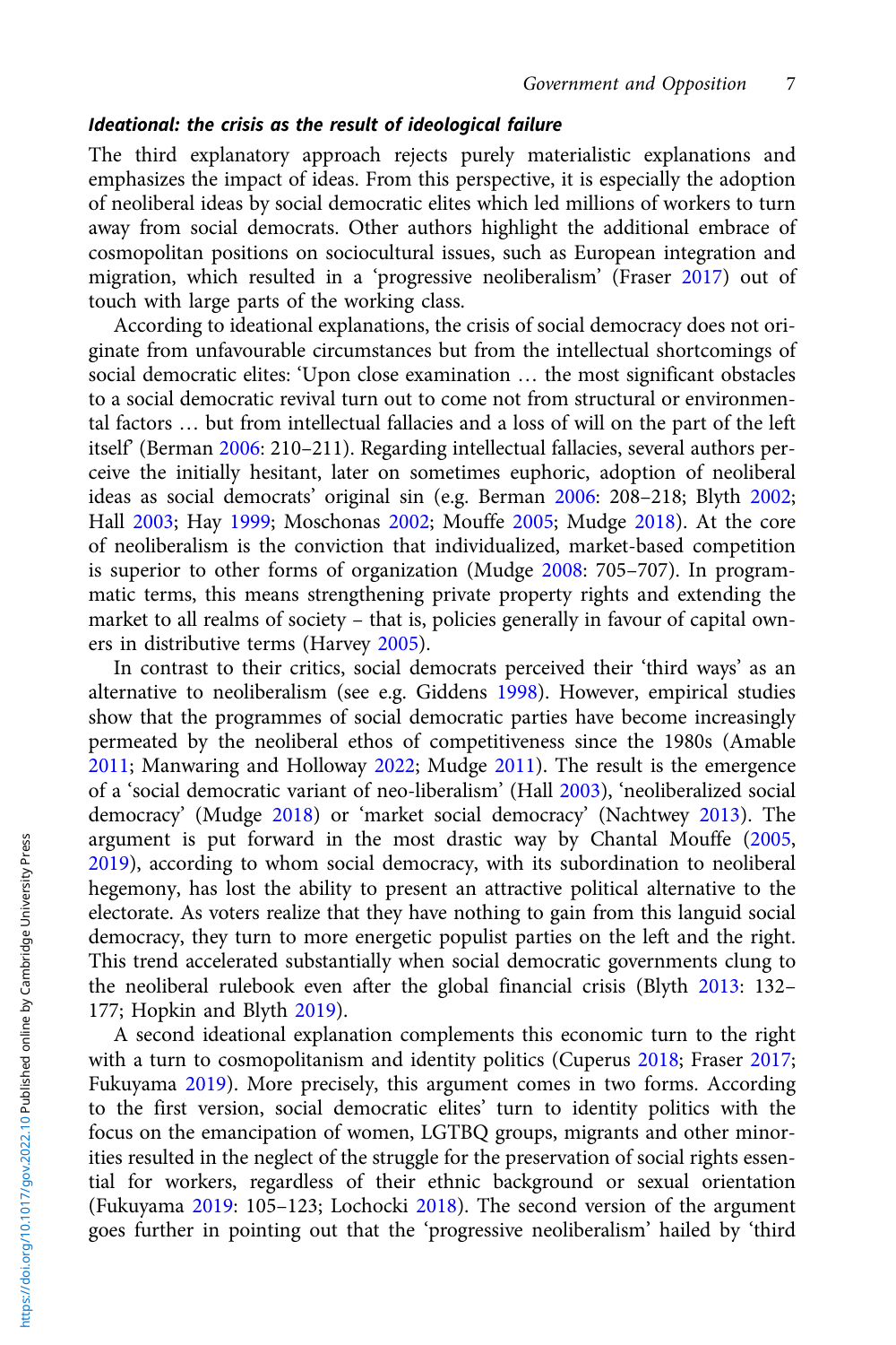#### *Ideational: the crisis as the result of ideological failure*

The third explanatory approach rejects purely materialistic explanations and emphasizes the impact of ideas. From this perspective, it is especially the adoption of neoliberal ideas by social democratic elites which led millions of workers to turn away from social democrats. Other authors highlight the additional embrace of cosmopolitan positions on sociocultural issues, such as European integration and migration, which resulted in a 'progressive neoliberalism' (Fraser 2017) out of touch with large parts of the working class.

According to ideational explanations, the crisis of social democracy does not originate from unfavourable circumstances but from the intellectual shortcomings of social democratic elites: 'Upon close examination … the most significant obstacles to a social democratic revival turn out to come not from structural or environmental factors … but from intellectual fallacies and a loss of will on the part of the left itself' (Berman 2006: 210–211). Regarding intellectual fallacies, several authors perceive the initially hesitant, later on sometimes euphoric, adoption of neoliberal ideas as social democrats' original sin (e.g. Berman 2006: 208–218; Blyth 2002; Hall 2003; Hay 1999; Moschonas 2002; Mouffe 2005; Mudge 2018). At the core of neoliberalism is the conviction that individualized, market-based competition is superior to other forms of organization (Mudge 2008: 705–707). In programmatic terms, this means strengthening private property rights and extending the market to all realms of society – that is, policies generally in favour of capital owners in distributive terms (Harvey 2005).

In contrast to their critics, social democrats perceived their 'third ways' as an alternative to neoliberalism (see e.g. Giddens 1998). However, empirical studies show that the programmes of social democratic parties have become increasingly permeated by the neoliberal ethos of competitiveness since the 1980s (Amable 2011; Manwaring and Holloway 2022; Mudge 2011). The result is the emergence of a 'social democratic variant of neo-liberalism' (Hall 2003), 'neoliberalized social democracy' (Mudge 2018) or 'market social democracy' (Nachtwey 2013). The argument is put forward in the most drastic way by Chantal Mouffe (2005, 2019), according to whom social democracy, with its subordination to neoliberal hegemony, has lost the ability to present an attractive political alternative to the electorate. As voters realize that they have nothing to gain from this languid social democracy, they turn to more energetic populist parties on the left and the right. This trend accelerated substantially when social democratic governments clung to the neoliberal rulebook even after the global financial crisis (Blyth 2013: 132–177; Hopkin and Blyth 2019).

A second ideational explanation complements this economic turn to the right with a turn to cosmopolitanism and identity politics (Cuperus 2018; Fraser 2017; Fukuyama 2019). More precisely, this argument comes in two forms. According to the first version, social democratic elites' turn to identity politics with the focus on the emancipation of women, LGTBQ groups, migrants and other minorities resulted in the neglect of the struggle for the preservation of social rights essential for workers, regardless of their ethnic background or sexual orientation (Fukuyama 2019: 105–123; Lochocki 2018). The second version of the argument goes further in pointing out that the 'progressive neoliberalism' hailed by 'third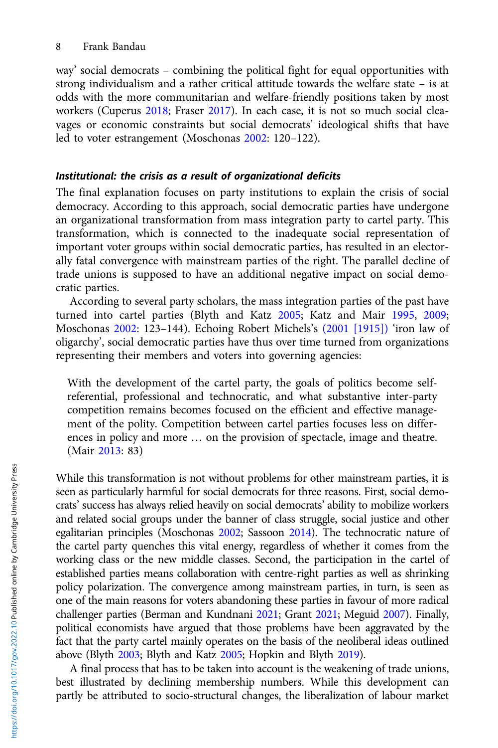way' social democrats – combining the political fight for equal opportunities with strong individualism and a rather critical attitude towards the welfare state – is at odds with the more communitarian and welfare-friendly positions taken by most workers (Cuperus 2018; Fraser 2017). In each case, it is not so much social cleavages or economic constraints but social democrats' ideological shifts that have led to voter estrangement (Moschonas 2002: 120–122).

#### *Institutional: the crisis as a result of organizational deficits*

The final explanation focuses on party institutions to explain the crisis of social democracy. According to this approach, social democratic parties have undergone an organizational transformation from mass integration party to cartel party. This transformation, which is connected to the inadequate social representation of important voter groups within social democratic parties, has resulted in an electorally fatal convergence with mainstream parties of the right. The parallel decline of trade unions is supposed to have an additional negative impact on social democratic parties.

According to several party scholars, the mass integration parties of the past have turned into cartel parties (Blyth and Katz 2005; Katz and Mair 1995, 2009; Moschonas 2002: 123–144). Echoing Robert Michels's (2001 [1915]) 'iron law of oligarchy', social democratic parties have thus over time turned from organizations representing their members and voters into governing agencies:

> With the development of the cartel party, the goals of politics become self-referential, professional and technocratic, and what substantive inter-party competition remains becomes focused on the efficient and effective management of the polity. Competition between cartel parties focuses less on differences in policy and more … on the provision of spectacle, image and theatre. (Mair 2013: 83)

While this transformation is not without problems for other mainstream parties, it is seen as particularly harmful for social democrats for three reasons. First, social democrats' success has always relied heavily on social democrats' ability to mobilize workers and related social groups under the banner of class struggle, social justice and other egalitarian principles (Moschonas 2002; Sassoon 2014). The technocratic nature of the cartel party quenches this vital energy, regardless of whether it comes from the working class or the new middle classes. Second, the participation in the cartel of established parties means collaboration with centre-right parties as well as shrinking policy polarization. The convergence among mainstream parties, in turn, is seen as one of the main reasons for voters abandoning these parties in favour of more radical challenger parties (Berman and Kundnani 2021; Grant 2021; Meguid 2007). Finally, political economists have argued that those problems have been aggravated by the fact that the party cartel mainly operates on the basis of the neoliberal ideas outlined above (Blyth 2003; Blyth and Katz 2005; Hopkin and Blyth 2019).

A final process that has to be taken into account is the weakening of trade unions, best illustrated by declining membership numbers. While this development can partly be attributed to socio-structural changes, the liberalization of labour market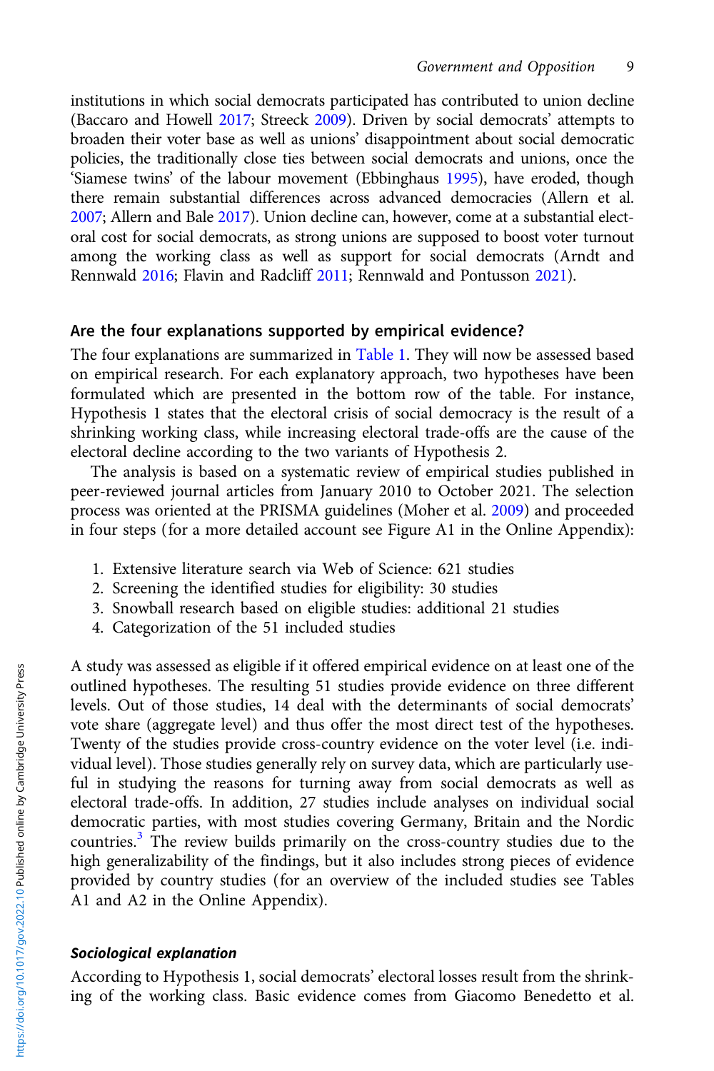institutions in which social democrats participated has contributed to union decline (Baccaro and Howell 2017; Streeck 2009). Driven by social democrats' attempts to broaden their voter base as well as unions' disappointment about social democratic policies, the traditionally close ties between social democrats and unions, once the 'Siamese twins' of the labour movement (Ebbinghaus 1995), have eroded, though there remain substantial differences across advanced democracies (Allern et al. 2007; Allern and Bale 2017). Union decline can, however, come at a substantial electoral cost for social democrats, as strong unions are supposed to boost voter turnout among the working class as well as support for social democrats (Arndt and Rennwald 2016; Flavin and Radcliff 2011; Rennwald and Pontusson 2021).

## Are the four explanations supported by empirical evidence?

The four explanations are summarized in Table 1. They will now be assessed based on empirical research. For each explanatory approach, two hypotheses have been formulated which are presented in the bottom row of the table. For instance, Hypothesis 1 states that the electoral crisis of social democracy is the result of a shrinking working class, while increasing electoral trade-offs are the cause of the electoral decline according to the two variants of Hypothesis 2.

The analysis is based on a systematic review of empirical studies published in peer-reviewed journal articles from January 2010 to October 2021. The selection process was oriented at the PRISMA guidelines (Moher et al. 2009) and proceeded in four steps (for a more detailed account see Figure A1 in the Online Appendix):

1. Extensive literature search via Web of Science: 621 studies
2. Screening the identified studies for eligibility: 30 studies
3. Snowball research based on eligible studies: additional 21 studies
4. Categorization of the 51 included studies

A study was assessed as eligible if it offered empirical evidence on at least one of the outlined hypotheses. The resulting 51 studies provide evidence on three different levels. Out of those studies, 14 deal with the determinants of social democrats' vote share (aggregate level) and thus offer the most direct test of the hypotheses. Twenty of the studies provide cross-country evidence on the voter level (i.e. individual level). Those studies generally rely on survey data, which are particularly useful in studying the reasons for turning away from social democrats as well as electoral trade-offs. In addition, 27 studies include analyses on individual social democratic parties, with most studies covering Germany, Britain and the Nordic countries.[3] The review builds primarily on the cross-country studies due to the high generalizability of the findings, but it also includes strong pieces of evidence provided by country studies (for an overview of the included studies see Tables A1 and A2 in the Online Appendix).

### *Sociological explanation*

According to Hypothesis 1, social democrats' electoral losses result from the shrinking of the working class. Basic evidence comes from Giacomo Benedetto et al.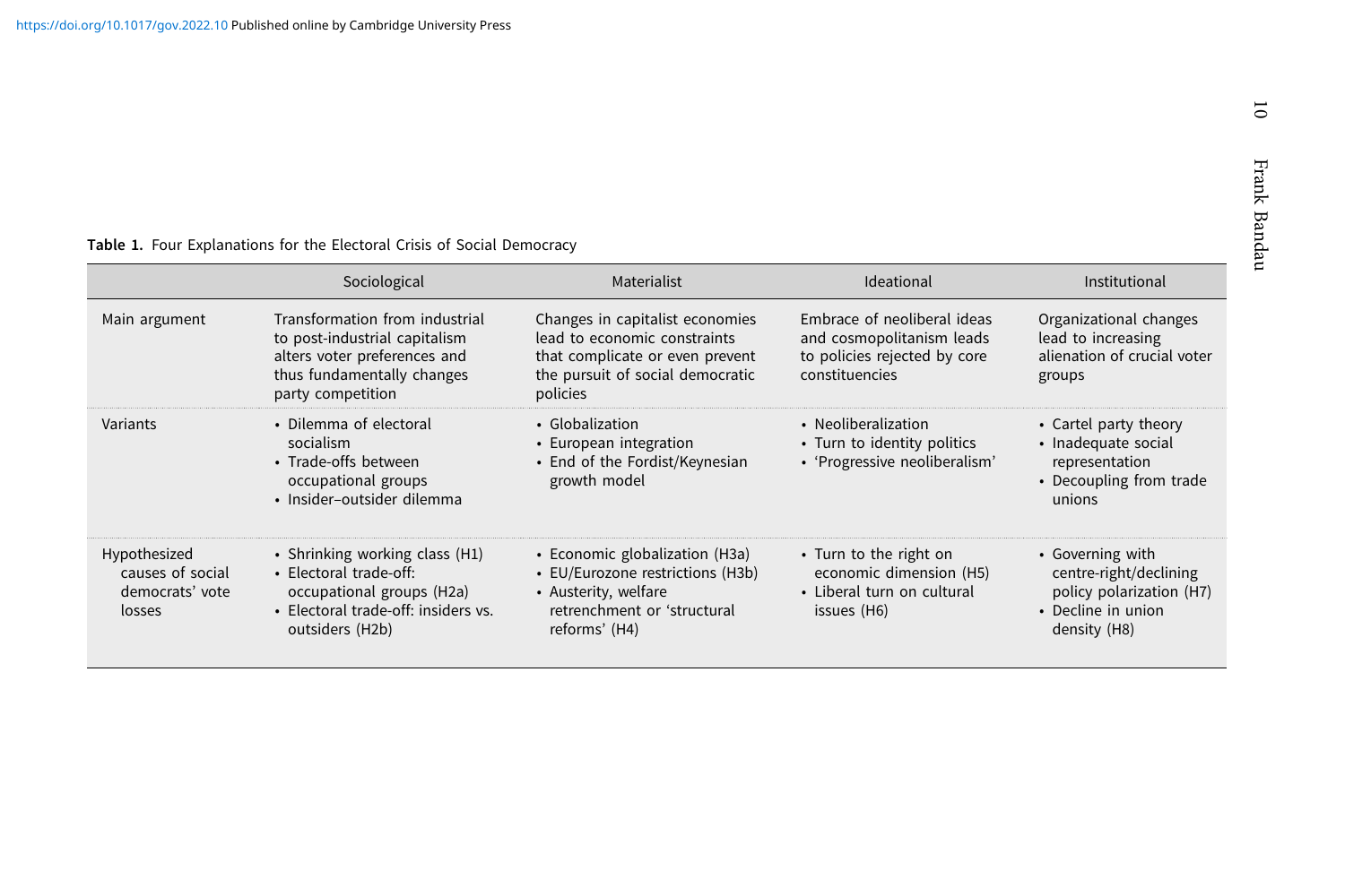**Table 1.** Four Explanations for the Electoral Crisis of Social Democracy

| | Sociological | Materialist | Ideational | Institutional |
|---|---|---|---|---|
| Main argument | Transformation from industrial to post-industrial capitalism alters voter preferences and thus fundamentally changes party competition | Changes in capitalist economies lead to economic constraints that complicate or even prevent the pursuit of social democratic policies | Embrace of neoliberal ideas and cosmopolitanism leads to policies rejected by core constituencies | Organizational changes lead to increasing alienation of crucial voter groups |
| Variants | • Dilemma of electoral socialism<br>• Trade-offs between occupational groups<br>• Insider–outsider dilemma | • Globalization<br>• European integration<br>• End of the Fordist/Keynesian growth model | • Neoliberalization<br>• Turn to identity politics<br>• 'Progressive neoliberalism' | • Cartel party theory<br>• Inadequate social representation<br>• Decoupling from trade unions |
| Hypothesized causes of social democrats' vote losses | • Shrinking working class (H1)<br>• Electoral trade-off: occupational groups (H2a)<br>• Electoral trade-off: insiders vs. outsiders (H2b) | • Economic globalization (H3a)<br>• EU/Eurozone restrictions (H3b)<br>• Austerity, welfare retrenchment or 'structural reforms' (H4) | • Turn to the right on economic dimension (H5)<br>• Liberal turn on cultural issues (H6) | • Governing with centre-right/declining policy polarization (H7)<br>• Decline in union density (H8) |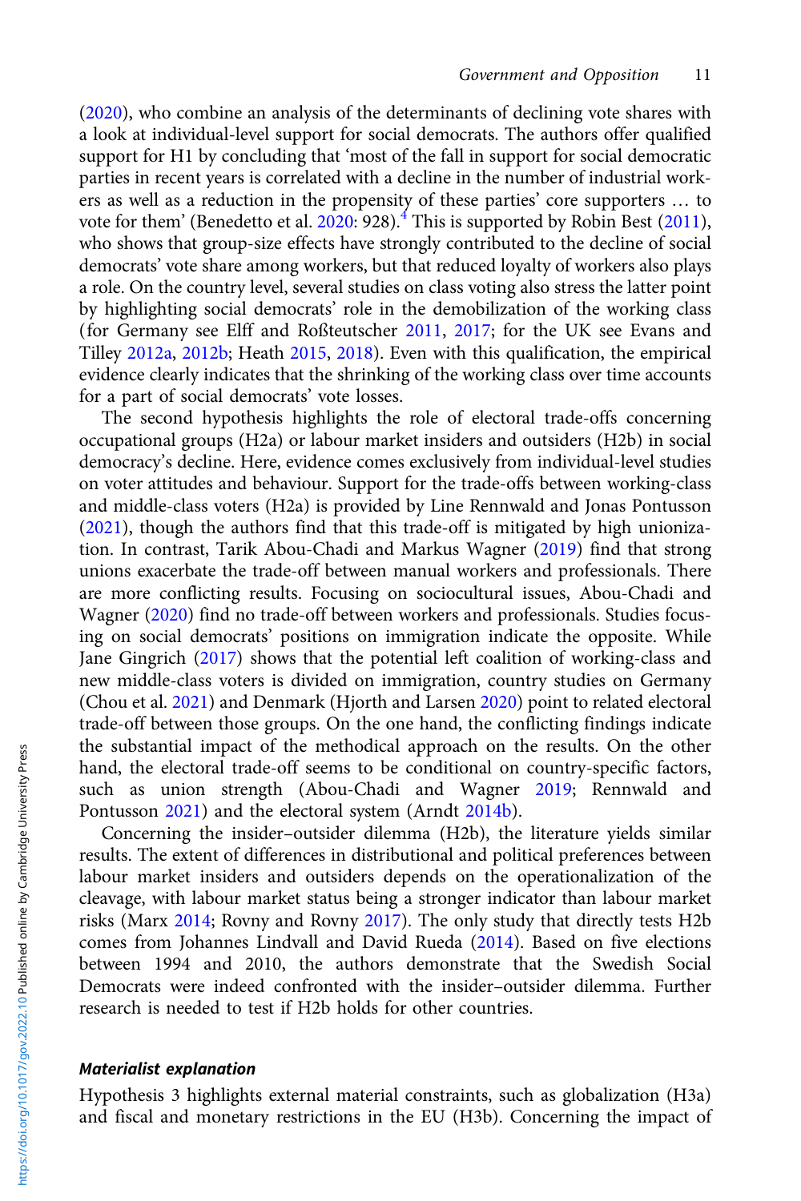(2020), who combine an analysis of the determinants of declining vote shares with a look at individual-level support for social democrats. The authors offer qualified support for H1 by concluding that 'most of the fall in support for social democratic parties in recent years is correlated with a decline in the number of industrial workers as well as a reduction in the propensity of these parties' core supporters … to vote for them' (Benedetto et al. 2020: 928).[4] This is supported by Robin Best (2011), who shows that group-size effects have strongly contributed to the decline of social democrats' vote share among workers, but that reduced loyalty of workers also plays a role. On the country level, several studies on class voting also stress the latter point by highlighting social democrats' role in the demobilization of the working class (for Germany see Elff and Roßteutscher 2011, 2017; for the UK see Evans and Tilley 2012a, 2012b; Heath 2015, 2018). Even with this qualification, the empirical evidence clearly indicates that the shrinking of the working class over time accounts for a part of social democrats' vote losses.

The second hypothesis highlights the role of electoral trade-offs concerning occupational groups (H2a) or labour market insiders and outsiders (H2b) in social democracy's decline. Here, evidence comes exclusively from individual-level studies on voter attitudes and behaviour. Support for the trade-offs between working-class and middle-class voters (H2a) is provided by Line Rennwald and Jonas Pontusson (2021), though the authors find that this trade-off is mitigated by high unionization. In contrast, Tarik Abou-Chadi and Markus Wagner (2019) find that strong unions exacerbate the trade-off between manual workers and professionals. There are more conflicting results. Focusing on sociocultural issues, Abou-Chadi and Wagner (2020) find no trade-off between workers and professionals. Studies focusing on social democrats' positions on immigration indicate the opposite. While Jane Gingrich (2017) shows that the potential left coalition of working-class and new middle-class voters is divided on immigration, country studies on Germany (Chou et al. 2021) and Denmark (Hjorth and Larsen 2020) point to related electoral trade-off between those groups. On the one hand, the conflicting findings indicate the substantial impact of the methodical approach on the results. On the other hand, the electoral trade-off seems to be conditional on country-specific factors, such as union strength (Abou-Chadi and Wagner 2019; Rennwald and Pontusson 2021) and the electoral system (Arndt 2014b).

Concerning the insider–outsider dilemma (H2b), the literature yields similar results. The extent of differences in distributional and political preferences between labour market insiders and outsiders depends on the operationalization of the cleavage, with labour market status being a stronger indicator than labour market risks (Marx 2014; Rovny and Rovny 2017). The only study that directly tests H2b comes from Johannes Lindvall and David Rueda (2014). Based on five elections between 1994 and 2010, the authors demonstrate that the Swedish Social Democrats were indeed confronted with the insider–outsider dilemma. Further research is needed to test if H2b holds for other countries.

### Materialist explanation

Hypothesis 3 highlights external material constraints, such as globalization (H3a) and fiscal and monetary restrictions in the EU (H3b). Concerning the impact of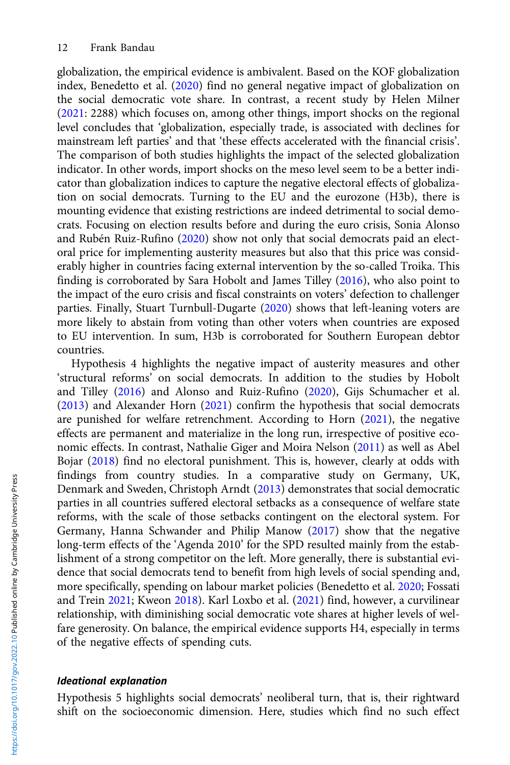globalization, the empirical evidence is ambivalent. Based on the KOF globalization index, Benedetto et al. (2020) find no general negative impact of globalization on the social democratic vote share. In contrast, a recent study by Helen Milner (2021: 2288) which focuses on, among other things, import shocks on the regional level concludes that 'globalization, especially trade, is associated with declines for mainstream left parties' and that 'these effects accelerated with the financial crisis'. The comparison of both studies highlights the impact of the selected globalization indicator. In other words, import shocks on the meso level seem to be a better indicator than globalization indices to capture the negative electoral effects of globalization on social democrats. Turning to the EU and the eurozone (H3b), there is mounting evidence that existing restrictions are indeed detrimental to social democrats. Focusing on election results before and during the euro crisis, Sonia Alonso and Rubén Ruiz-Rufino (2020) show not only that social democrats paid an electoral price for implementing austerity measures but also that this price was considerably higher in countries facing external intervention by the so-called Troika. This finding is corroborated by Sara Hobolt and James Tilley (2016), who also point to the impact of the euro crisis and fiscal constraints on voters' defection to challenger parties. Finally, Stuart Turnbull-Dugarte (2020) shows that left-leaning voters are more likely to abstain from voting than other voters when countries are exposed to EU intervention. In sum, H3b is corroborated for Southern European debtor countries.

Hypothesis 4 highlights the negative impact of austerity measures and other 'structural reforms' on social democrats. In addition to the studies by Hobolt and Tilley (2016) and Alonso and Ruiz-Rufino (2020), Gijs Schumacher et al. (2013) and Alexander Horn (2021) confirm the hypothesis that social democrats are punished for welfare retrenchment. According to Horn (2021), the negative effects are permanent and materialize in the long run, irrespective of positive economic effects. In contrast, Nathalie Giger and Moira Nelson (2011) as well as Abel Bojar (2018) find no electoral punishment. This is, however, clearly at odds with findings from country studies. In a comparative study on Germany, UK, Denmark and Sweden, Christoph Arndt (2013) demonstrates that social democratic parties in all countries suffered electoral setbacks as a consequence of welfare state reforms, with the scale of those setbacks contingent on the electoral system. For Germany, Hanna Schwander and Philip Manow (2017) show that the negative long-term effects of the 'Agenda 2010' for the SPD resulted mainly from the establishment of a strong competitor on the left. More generally, there is substantial evidence that social democrats tend to benefit from high levels of social spending and, more specifically, spending on labour market policies (Benedetto et al. 2020; Fossati and Trein 2021; Kweon 2018). Karl Loxbo et al. (2021) find, however, a curvilinear relationship, with diminishing social democratic vote shares at higher levels of welfare generosity. On balance, the empirical evidence supports H4, especially in terms of the negative effects of spending cuts.

#### *Ideational explanation*

Hypothesis 5 highlights social democrats' neoliberal turn, that is, their rightward shift on the socioeconomic dimension. Here, studies which find no such effect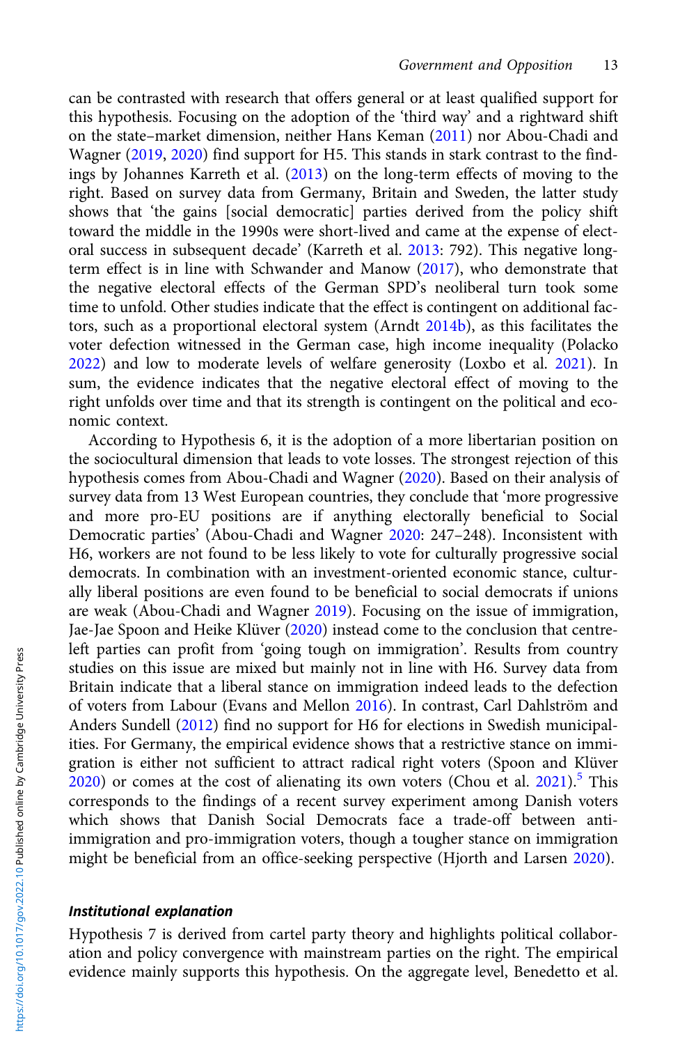can be contrasted with research that offers general or at least qualified support for this hypothesis. Focusing on the adoption of the 'third way' and a rightward shift on the state–market dimension, neither Hans Keman (2011) nor Abou-Chadi and Wagner (2019, 2020) find support for H5. This stands in stark contrast to the findings by Johannes Karreth et al. (2013) on the long-term effects of moving to the right. Based on survey data from Germany, Britain and Sweden, the latter study shows that 'the gains [social democratic] parties derived from the policy shift toward the middle in the 1990s were short-lived and came at the expense of electoral success in subsequent decade' (Karreth et al. 2013: 792). This negative long-term effect is in line with Schwander and Manow (2017), who demonstrate that the negative electoral effects of the German SPD's neoliberal turn took some time to unfold. Other studies indicate that the effect is contingent on additional factors, such as a proportional electoral system (Arndt 2014b), as this facilitates the voter defection witnessed in the German case, high income inequality (Polacko 2022) and low to moderate levels of welfare generosity (Loxbo et al. 2021). In sum, the evidence indicates that the negative electoral effect of moving to the right unfolds over time and that its strength is contingent on the political and economic context.

According to Hypothesis 6, it is the adoption of a more libertarian position on the sociocultural dimension that leads to vote losses. The strongest rejection of this hypothesis comes from Abou-Chadi and Wagner (2020). Based on their analysis of survey data from 13 West European countries, they conclude that 'more progressive and more pro-EU positions are if anything electorally beneficial to Social Democratic parties' (Abou-Chadi and Wagner 2020: 247–248). Inconsistent with H6, workers are not found to be less likely to vote for culturally progressive social democrats. In combination with an investment-oriented economic stance, culturally liberal positions are even found to be beneficial to social democrats if unions are weak (Abou-Chadi and Wagner 2019). Focusing on the issue of immigration, Jae-Jae Spoon and Heike Klüver (2020) instead come to the conclusion that centre-left parties can profit from 'going tough on immigration'. Results from country studies on this issue are mixed but mainly not in line with H6. Survey data from Britain indicate that a liberal stance on immigration indeed leads to the defection of voters from Labour (Evans and Mellon 2016). In contrast, Carl Dahlström and Anders Sundell (2012) find no support for H6 for elections in Swedish municipalities. For Germany, the empirical evidence shows that a restrictive stance on immigration is either not sufficient to attract radical right voters (Spoon and Klüver 2020) or comes at the cost of alienating its own voters (Chou et al. 2021).[5] This corresponds to the findings of a recent survey experiment among Danish voters which shows that Danish Social Democrats face a trade-off between anti-immigration and pro-immigration voters, though a tougher stance on immigration might be beneficial from an office-seeking perspective (Hjorth and Larsen 2020).

### Institutional explanation

Hypothesis 7 is derived from cartel party theory and highlights political collaboration and policy convergence with mainstream parties on the right. The empirical evidence mainly supports this hypothesis. On the aggregate level, Benedetto et al.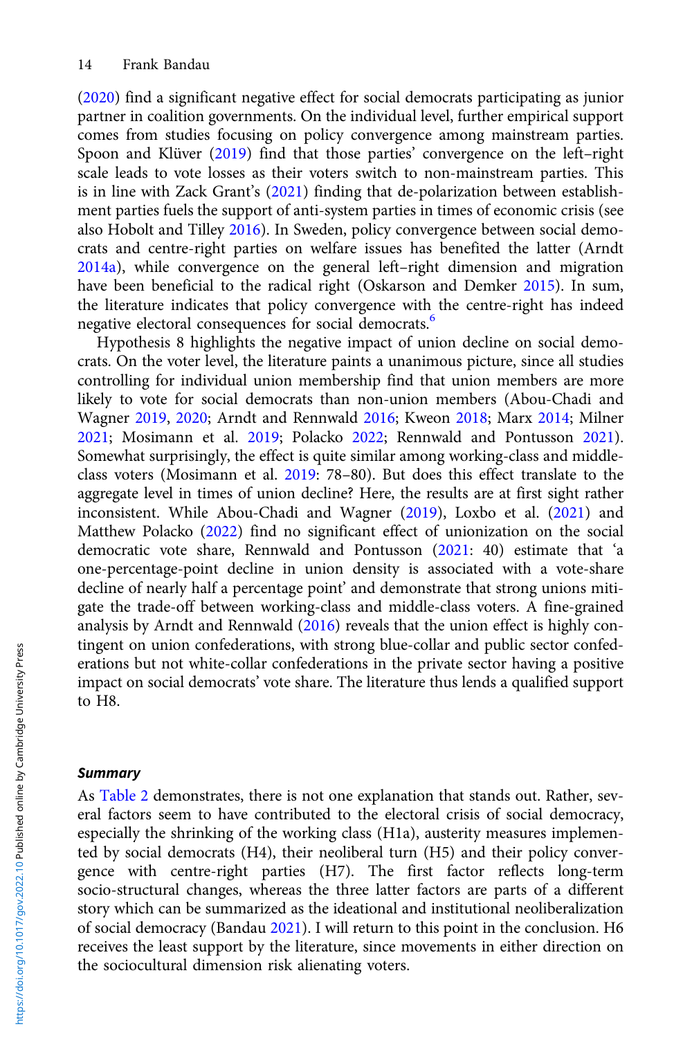(2020) find a significant negative effect for social democrats participating as junior partner in coalition governments. On the individual level, further empirical support comes from studies focusing on policy convergence among mainstream parties. Spoon and Klüver (2019) find that those parties' convergence on the left–right scale leads to vote losses as their voters switch to non-mainstream parties. This is in line with Zack Grant's (2021) finding that de-polarization between establishment parties fuels the support of anti-system parties in times of economic crisis (see also Hobolt and Tilley 2016). In Sweden, policy convergence between social democrats and centre-right parties on welfare issues has benefited the latter (Arndt 2014a), while convergence on the general left–right dimension and migration have been beneficial to the radical right (Oskarson and Demker 2015). In sum, the literature indicates that policy convergence with the centre-right has indeed negative electoral consequences for social democrats.[6]

Hypothesis 8 highlights the negative impact of union decline on social democrats. On the voter level, the literature paints a unanimous picture, since all studies controlling for individual union membership find that union members are more likely to vote for social democrats than non-union members (Abou-Chadi and Wagner 2019, 2020; Arndt and Rennwald 2016; Kweon 2018; Marx 2014; Milner 2021; Mosimann et al. 2019; Polacko 2022; Rennwald and Pontusson 2021). Somewhat surprisingly, the effect is quite similar among working-class and middle-class voters (Mosimann et al. 2019: 78–80). But does this effect translate to the aggregate level in times of union decline? Here, the results are at first sight rather inconsistent. While Abou-Chadi and Wagner (2019), Loxbo et al. (2021) and Matthew Polacko (2022) find no significant effect of unionization on the social democratic vote share, Rennwald and Pontusson (2021: 40) estimate that 'a one-percentage-point decline in union density is associated with a vote-share decline of nearly half a percentage point' and demonstrate that strong unions mitigate the trade-off between working-class and middle-class voters. A fine-grained analysis by Arndt and Rennwald (2016) reveals that the union effect is highly contingent on union confederations, with strong blue-collar and public sector confederations but not white-collar confederations in the private sector having a positive impact on social democrats' vote share. The literature thus lends a qualified support to H8.

### Summary

As Table 2 demonstrates, there is not one explanation that stands out. Rather, several factors seem to have contributed to the electoral crisis of social democracy, especially the shrinking of the working class (H1a), austerity measures implemented by social democrats (H4), their neoliberal turn (H5) and their policy convergence with centre-right parties (H7). The first factor reflects long-term socio-structural changes, whereas the three latter factors are parts of a different story which can be summarized as the ideational and institutional neoliberalization of social democracy (Bandau 2021). I will return to this point in the conclusion. H6 receives the least support by the literature, since movements in either direction on the sociocultural dimension risk alienating voters.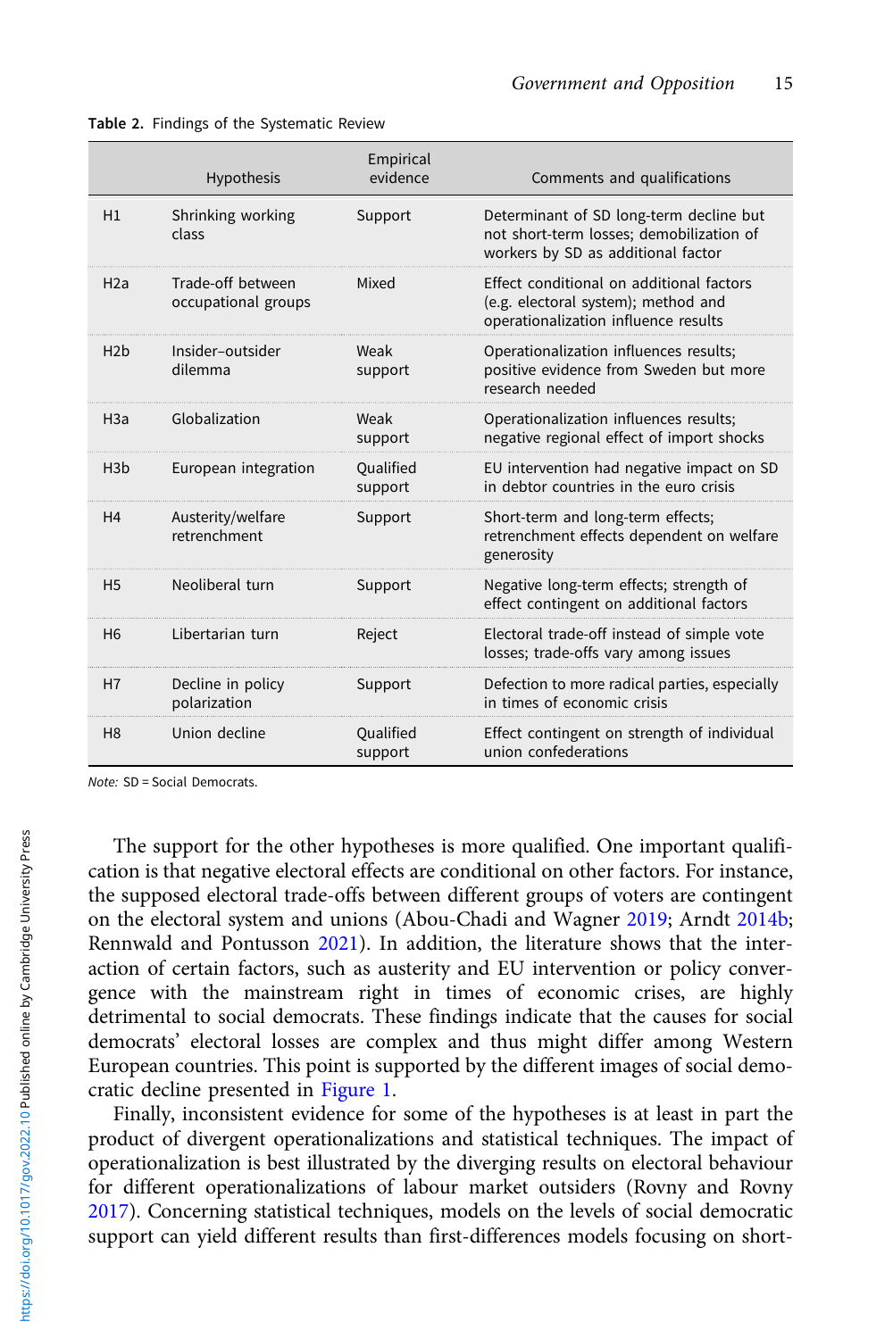**Table 2.** Findings of the Systematic Review

| | Hypothesis | Empirical evidence | Comments and qualifications |
|---|---|---|---|
| H1 | Shrinking working class | Support | Determinant of SD long-term decline but not short-term losses; demobilization of workers by SD as additional factor |
| H2a | Trade-off between occupational groups | Mixed | Effect conditional on additional factors (e.g. electoral system); method and operationalization influence results |
| H2b | Insider–outsider dilemma | Weak support | Operationalization influences results; positive evidence from Sweden but more research needed |
| H3a | Globalization | Weak support | Operationalization influences results; negative regional effect of import shocks |
| H3b | European integration | Qualified support | EU intervention had negative impact on SD in debtor countries in the euro crisis |
| H4 | Austerity/welfare retrenchment | Support | Short-term and long-term effects; retrenchment effects dependent on welfare generosity |
| H5 | Neoliberal turn | Support | Negative long-term effects; strength of effect contingent on additional factors |
| H6 | Libertarian turn | Reject | Electoral trade-off instead of simple vote losses; trade-offs vary among issues |
| H7 | Decline in policy polarization | Support | Defection to more radical parties, especially in times of economic crisis |
| H8 | Union decline | Qualified support | Effect contingent on strength of individual union confederations |

*Note:* SD = Social Democrats.

The support for the other hypotheses is more qualified. One important qualification is that negative electoral effects are conditional on other factors. For instance, the supposed electoral trade-offs between different groups of voters are contingent on the electoral system and unions (Abou-Chadi and Wagner 2019; Arndt 2014b; Rennwald and Pontusson 2021). In addition, the literature shows that the interaction of certain factors, such as austerity and EU intervention or policy convergence with the mainstream right in times of economic crises, are highly detrimental to social democrats. These findings indicate that the causes for social democrats' electoral losses are complex and thus might differ among Western European countries. This point is supported by the different images of social democratic decline presented in Figure 1.

Finally, inconsistent evidence for some of the hypotheses is at least in part the product of divergent operationalizations and statistical techniques. The impact of operationalization is best illustrated by the diverging results on electoral behaviour for different operationalizations of labour market outsiders (Rovny and Rovny 2017). Concerning statistical techniques, models on the levels of social democratic support can yield different results than first-differences models focusing on short-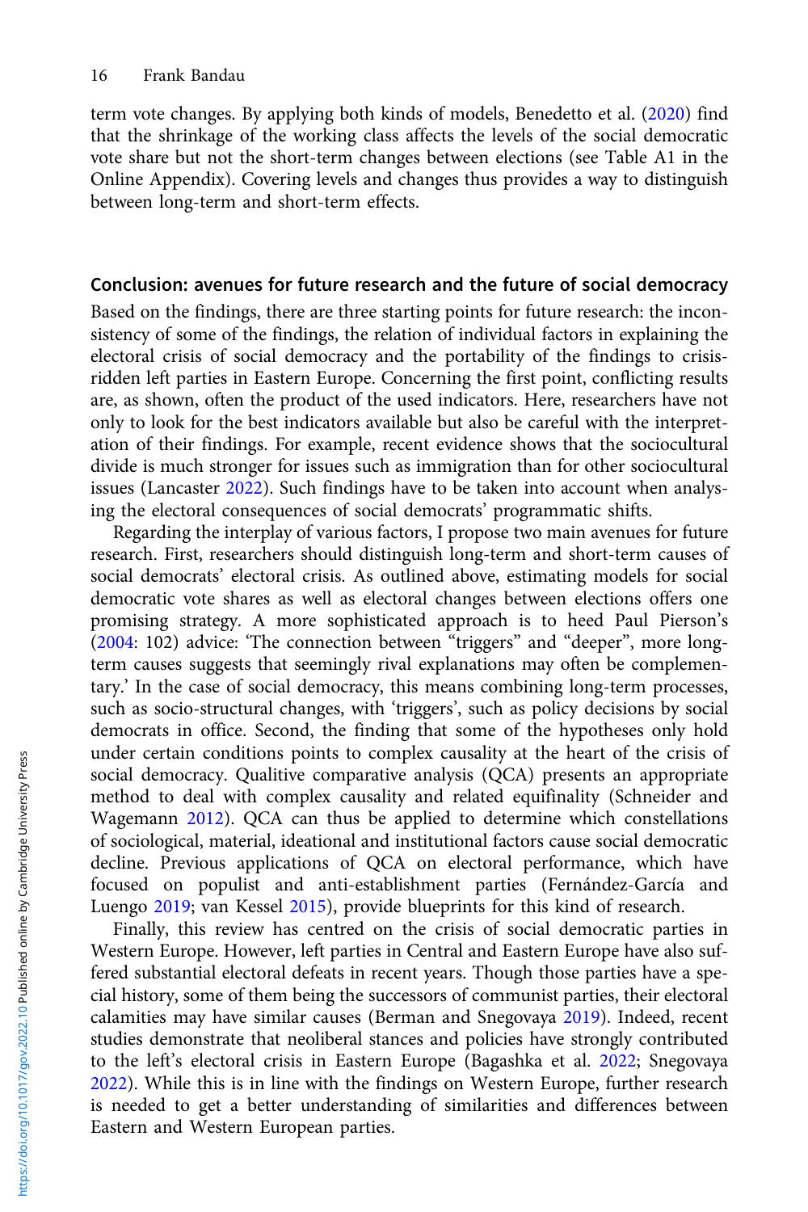term vote changes. By applying both kinds of models, Benedetto et al. (2020) find that the shrinkage of the working class affects the levels of the social democratic vote share but not the short-term changes between elections (see Table A1 in the Online Appendix). Covering levels and changes thus provides a way to distinguish between long-term and short-term effects.

## Conclusion: avenues for future research and the future of social democracy

Based on the findings, there are three starting points for future research: the inconsistency of some of the findings, the relation of individual factors in explaining the electoral crisis of social democracy and the portability of the findings to crisis-ridden left parties in Eastern Europe. Concerning the first point, conflicting results are, as shown, often the product of the used indicators. Here, researchers have not only to look for the best indicators available but also be careful with the interpretation of their findings. For example, recent evidence shows that the sociocultural divide is much stronger for issues such as immigration than for other sociocultural issues (Lancaster 2022). Such findings have to be taken into account when analysing the electoral consequences of social democrats' programmatic shifts.

Regarding the interplay of various factors, I propose two main avenues for future research. First, researchers should distinguish long-term and short-term causes of social democrats' electoral crisis. As outlined above, estimating models for social democratic vote shares as well as electoral changes between elections offers one promising strategy. A more sophisticated approach is to heed Paul Pierson's (2004: 102) advice: 'The connection between "triggers" and "deeper", more long-term causes suggests that seemingly rival explanations may often be complementary.' In the case of social democracy, this means combining long-term processes, such as socio-structural changes, with 'triggers', such as policy decisions by social democrats in office. Second, the finding that some of the hypotheses only hold under certain conditions points to complex causality at the heart of the crisis of social democracy. Qualitative comparative analysis (QCA) presents an appropriate method to deal with complex causality and related equifinality (Schneider and Wagemann 2012). QCA can thus be applied to determine which constellations of sociological, material, ideational and institutional factors cause social democratic decline. Previous applications of QCA on electoral performance, which have focused on populist and anti-establishment parties (Fernández-García and Luengo 2019; van Kessel 2015), provide blueprints for this kind of research.

Finally, this review has centred on the crisis of social democratic parties in Western Europe. However, left parties in Central and Eastern Europe have also suffered substantial electoral defeats in recent years. Though those parties have a special history, some of them being the successors of communist parties, their electoral calamities may have similar causes (Berman and Snegovaya 2019). Indeed, recent studies demonstrate that neoliberal stances and policies have strongly contributed to the left's electoral crisis in Eastern Europe (Bagashka et al. 2022; Snegovaya 2022). While this is in line with the findings on Western Europe, further research is needed to get a better understanding of similarities and differences between Eastern and Western European parties.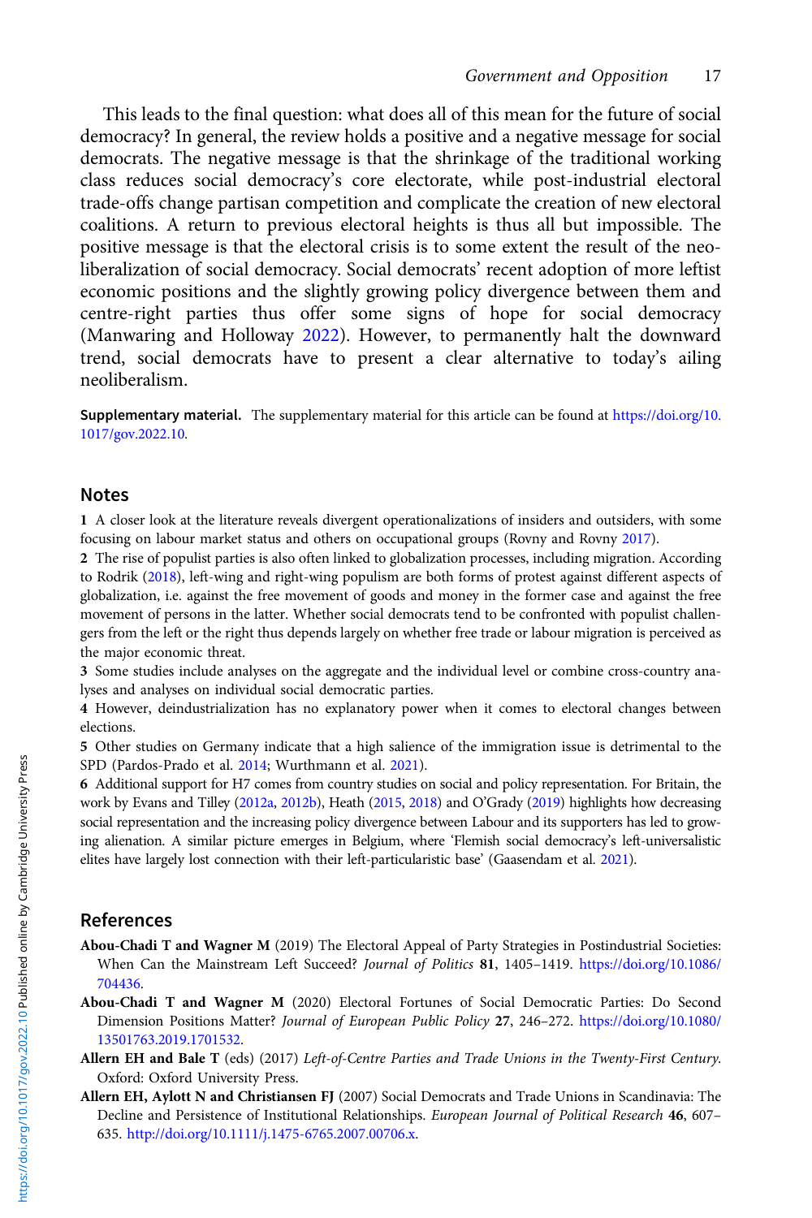This leads to the final question: what does all of this mean for the future of social democracy? In general, the review holds a positive and a negative message for social democrats. The negative message is that the shrinkage of the traditional working class reduces social democracy's core electorate, while post-industrial electoral trade-offs change partisan competition and complicate the creation of new electoral coalitions. A return to previous electoral heights is thus all but impossible. The positive message is that the electoral crisis is to some extent the result of the neoliberalization of social democracy. Social democrats' recent adoption of more leftist economic positions and the slightly growing policy divergence between them and centre-right parties thus offer some signs of hope for social democracy (Manwaring and Holloway 2022). However, to permanently halt the downward trend, social democrats have to present a clear alternative to today's ailing neoliberalism.

**Supplementary material.** The supplementary material for this article can be found at https://doi.org/10.1017/gov.2022.10.

## Notes

1 A closer look at the literature reveals divergent operationalizations of insiders and outsiders, with some focusing on labour market status and others on occupational groups (Rovny and Rovny 2017).

2 The rise of populist parties is also often linked to globalization processes, including migration. According to Rodrik (2018), left-wing and right-wing populism are both forms of protest against different aspects of globalization, i.e. against the free movement of goods and money in the former case and against the free movement of persons in the latter. Whether social democrats tend to be confronted with populist challengers from the left or the right thus depends largely on whether free trade or labour migration is perceived as the major economic threat.

3 Some studies include analyses on the aggregate and the individual level or combine cross-country analyses and analyses on individual social democratic parties.

4 However, deindustrialization has no explanatory power when it comes to electoral changes between elections.

5 Other studies on Germany indicate that a high salience of the immigration issue is detrimental to the SPD (Pardos-Prado et al. 2014; Wurthmann et al. 2021).

6 Additional support for H7 comes from country studies on social and policy representation. For Britain, the work by Evans and Tilley (2012a, 2012b), Heath (2015, 2018) and O'Grady (2019) highlights how decreasing social representation and the increasing policy divergence between Labour and its supporters has led to growing alienation. A similar picture emerges in Belgium, where 'Flemish social democracy's left-universalistic elites have largely lost connection with their left-particularistic base' (Gaasendam et al. 2021).

## References

**Abou-Chadi T and Wagner M** (2019) The Electoral Appeal of Party Strategies in Postindustrial Societies: When Can the Mainstream Left Succeed? *Journal of Politics* **81**, 1405–1419. https://doi.org/10.1086/704436.

**Abou-Chadi T and Wagner M** (2020) Electoral Fortunes of Social Democratic Parties: Do Second Dimension Positions Matter? *Journal of European Public Policy* **27**, 246–272. https://doi.org/10.1080/13501763.2019.1701532.

**Allern EH and Bale T** (eds) (2017) *Left-of-Centre Parties and Trade Unions in the Twenty-First Century*. Oxford: Oxford University Press.

**Allern EH, Aylott N and Christiansen FJ** (2007) Social Democrats and Trade Unions in Scandinavia: The Decline and Persistence of Institutional Relationships. *European Journal of Political Research* **46**, 607–635. http://doi.org/10.1111/j.1475-6765.2007.00706.x.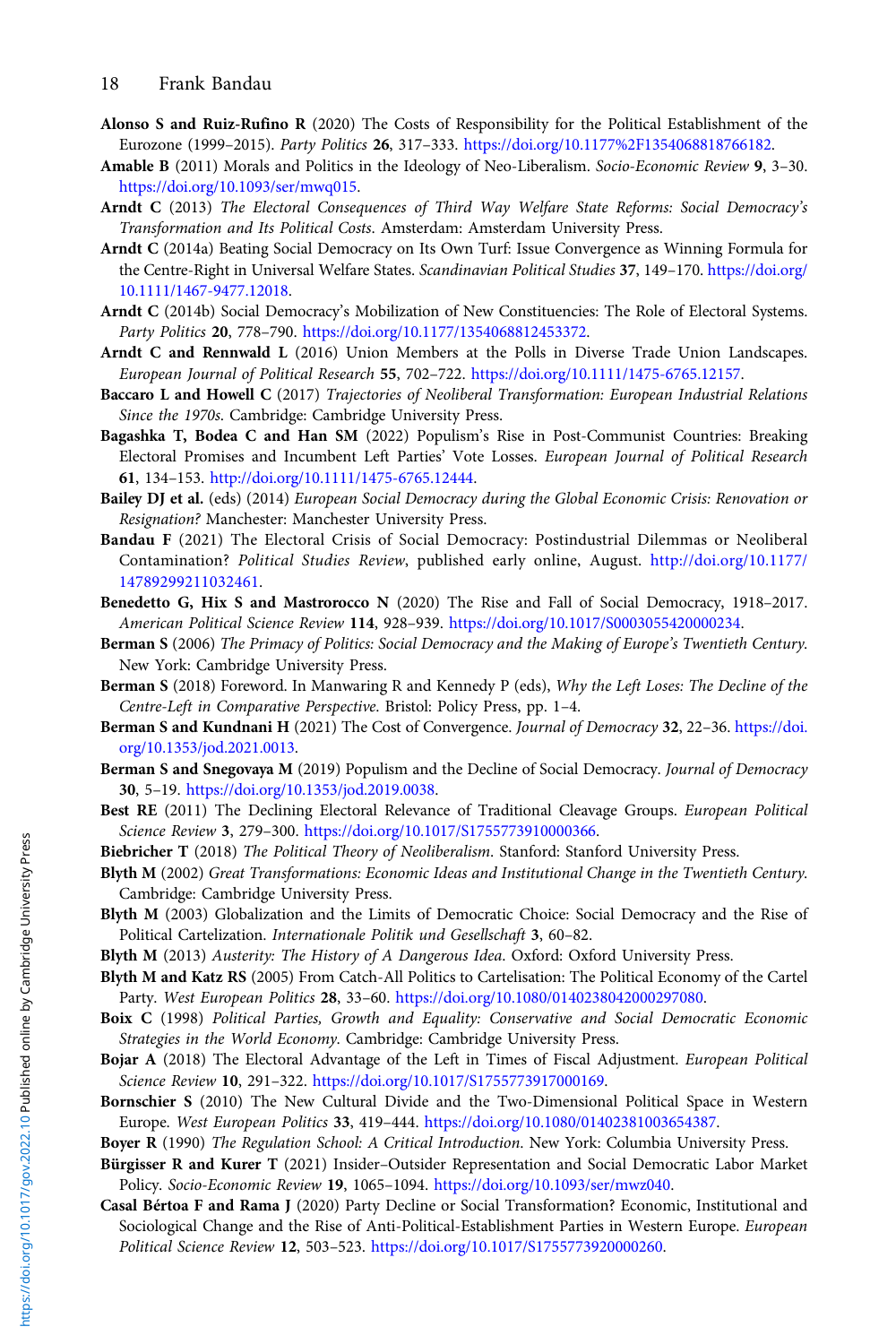**Alonso S and Ruiz-Rufino R** (2020) The Costs of Responsibility for the Political Establishment of the Eurozone (1999–2015). *Party Politics* **26**, 317–333. https://doi.org/10.1177%2F1354068818766182.

**Amable B** (2011) Morals and Politics in the Ideology of Neo-Liberalism. *Socio-Economic Review* **9**, 3–30. https://doi.org/10.1093/ser/mwq015.

**Arndt C** (2013) *The Electoral Consequences of Third Way Welfare State Reforms: Social Democracy's Transformation and Its Political Costs*. Amsterdam: Amsterdam University Press.

**Arndt C** (2014a) Beating Social Democracy on Its Own Turf: Issue Convergence as Winning Formula for the Centre-Right in Universal Welfare States. *Scandinavian Political Studies* **37**, 149–170. https://doi.org/10.1111/1467-9477.12018.

**Arndt C** (2014b) Social Democracy's Mobilization of New Constituencies: The Role of Electoral Systems. *Party Politics* **20**, 778–790. https://doi.org/10.1177/1354068812453372.

**Arndt C and Rennwald L** (2016) Union Members at the Polls in Diverse Trade Union Landscapes. *European Journal of Political Research* **55**, 702–722. https://doi.org/10.1111/1475-6765.12157.

**Baccaro L and Howell C** (2017) *Trajectories of Neoliberal Transformation: European Industrial Relations Since the 1970s*. Cambridge: Cambridge University Press.

**Bagashka T, Bodea C and Han SM** (2022) Populism's Rise in Post-Communist Countries: Breaking Electoral Promises and Incumbent Left Parties' Vote Losses. *European Journal of Political Research* **61**, 134–153. http://doi.org/10.1111/1475-6765.12444.

**Bailey DJ et al.** (eds) (2014) *European Social Democracy during the Global Economic Crisis: Renovation or Resignation?* Manchester: Manchester University Press.

**Bandau F** (2021) The Electoral Crisis of Social Democracy: Postindustrial Dilemmas or Neoliberal Contamination? *Political Studies Review*, published early online, August. http://doi.org/10.1177/14789299211032461.

**Benedetto G, Hix S and Mastrorocco N** (2020) The Rise and Fall of Social Democracy, 1918–2017. *American Political Science Review* **114**, 928–939. https://doi.org/10.1017/S0003055420000234.

**Berman S** (2006) *The Primacy of Politics: Social Democracy and the Making of Europe's Twentieth Century*. New York: Cambridge University Press.

**Berman S** (2018) Foreword. In Manwaring R and Kennedy P (eds), *Why the Left Loses: The Decline of the Centre-Left in Comparative Perspective*. Bristol: Policy Press, pp. 1–4.

**Berman S and Kundnani H** (2021) The Cost of Convergence. *Journal of Democracy* **32**, 22–36. https://doi.org/10.1353/jod.2021.0013.

**Berman S and Snegovaya M** (2019) Populism and the Decline of Social Democracy. *Journal of Democracy* **30**, 5–19. https://doi.org/10.1353/jod.2019.0038.

**Best RE** (2011) The Declining Electoral Relevance of Traditional Cleavage Groups. *European Political Science Review* **3**, 279–300. https://doi.org/10.1017/S1755773910000366.

**Biebricher T** (2018) *The Political Theory of Neoliberalism*. Stanford: Stanford University Press.

**Blyth M** (2002) *Great Transformations: Economic Ideas and Institutional Change in the Twentieth Century*. Cambridge: Cambridge University Press.

**Blyth M** (2003) Globalization and the Limits of Democratic Choice: Social Democracy and the Rise of Political Cartelization. *Internationale Politik und Gesellschaft* **3**, 60–82.

**Blyth M** (2013) *Austerity: The History of A Dangerous Idea*. Oxford: Oxford University Press.

**Blyth M and Katz RS** (2005) From Catch-All Politics to Cartelisation: The Political Economy of the Cartel Party. *West European Politics* **28**, 33–60. https://doi.org/10.1080/0140238042000297080.

**Boix C** (1998) *Political Parties, Growth and Equality: Conservative and Social Democratic Economic Strategies in the World Economy*. Cambridge: Cambridge University Press.

**Bojar A** (2018) The Electoral Advantage of the Left in Times of Fiscal Adjustment. *European Political Science Review* **10**, 291–322. https://doi.org/10.1017/S1755773917000169.

**Bornschier S** (2010) The New Cultural Divide and the Two-Dimensional Political Space in Western Europe. *West European Politics* **33**, 419–444. https://doi.org/10.1080/01402381003654387.

**Boyer R** (1990) *The Regulation School: A Critical Introduction*. New York: Columbia University Press.

**Bürgisser R and Kurer T** (2021) Insider–Outsider Representation and Social Democratic Labor Market Policy. *Socio-Economic Review* **19**, 1065–1094. https://doi.org/10.1093/ser/mwz040.

**Casal Bértoa F and Rama J** (2020) Party Decline or Social Transformation? Economic, Institutional and Sociological Change and the Rise of Anti-Political-Establishment Parties in Western Europe. *European Political Science Review* **12**, 503–523. https://doi.org/10.1017/S1755773920000260.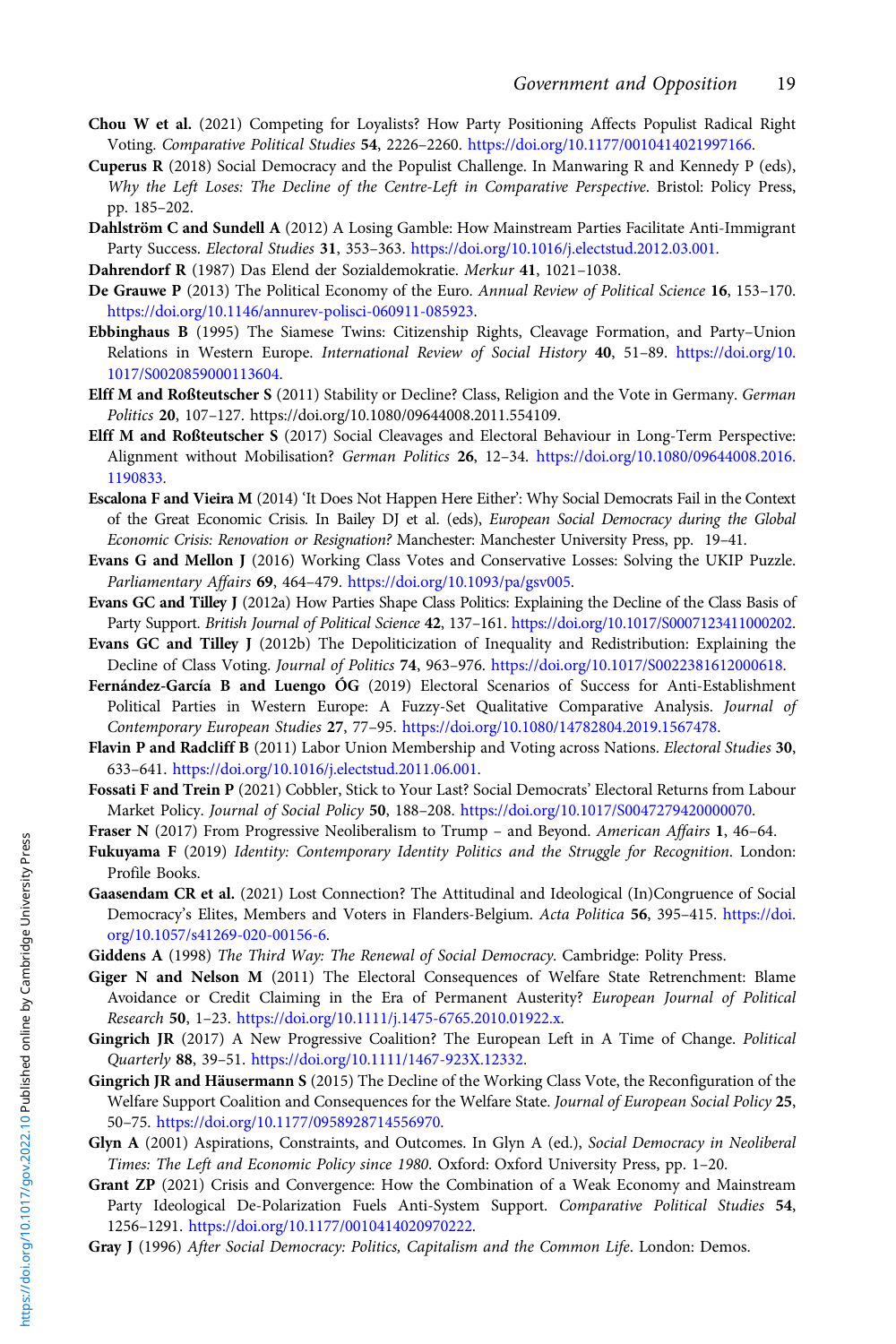**Chou W et al.** (2021) Competing for Loyalists? How Party Positioning Affects Populist Radical Right Voting. *Comparative Political Studies* **54**, 2226–2260. https://doi.org/10.1177/0010414021997166.

**Cuperus R** (2018) Social Democracy and the Populist Challenge. In Manwaring R and Kennedy P (eds), *Why the Left Loses: The Decline of the Centre-Left in Comparative Perspective*. Bristol: Policy Press, pp. 185–202.

**Dahlström C and Sundell A** (2012) A Losing Gamble: How Mainstream Parties Facilitate Anti-Immigrant Party Success. *Electoral Studies* **31**, 353–363. https://doi.org/10.1016/j.electstud.2012.03.001.

**Dahrendorf R** (1987) Das Elend der Sozialdemokratie. *Merkur* **41**, 1021–1038.

**De Grauwe P** (2013) The Political Economy of the Euro. *Annual Review of Political Science* **16**, 153–170. https://doi.org/10.1146/annurev-polisci-060911-085923.

**Ebbinghaus B** (1995) The Siamese Twins: Citizenship Rights, Cleavage Formation, and Party–Union Relations in Western Europe. *International Review of Social History* **40**, 51–89. https://doi.org/10.1017/S0020859000113604.

**Elff M and Roßteutscher S** (2011) Stability or Decline? Class, Religion and the Vote in Germany. *German Politics* **20**, 107–127. https://doi.org/10.1080/09644008.2011.554109.

**Elff M and Roßteutscher S** (2017) Social Cleavages and Electoral Behaviour in Long-Term Perspective: Alignment without Mobilisation? *German Politics* **26**, 12–34. https://doi.org/10.1080/09644008.2016.1190833.

**Escalona F and Vieira M** (2014) 'It Does Not Happen Here Either': Why Social Democrats Fail in the Context of the Great Economic Crisis. In Bailey DJ et al. (eds), *European Social Democracy during the Global Economic Crisis: Renovation or Resignation?* Manchester: Manchester University Press, pp. 19–41.

**Evans G and Mellon J** (2016) Working Class Votes and Conservative Losses: Solving the UKIP Puzzle. *Parliamentary Affairs* **69**, 464–479. https://doi.org/10.1093/pa/gsv005.

**Evans GC and Tilley J** (2012a) How Parties Shape Class Politics: Explaining the Decline of the Class Basis of Party Support. *British Journal of Political Science* **42**, 137–161. https://doi.org/10.1017/S0007123411000202.

**Evans GC and Tilley J** (2012b) The Depoliticization of Inequality and Redistribution: Explaining the Decline of Class Voting. *Journal of Politics* **74**, 963–976. https://doi.org/10.1017/S0022381612000618.

**Fernández-García B and Luengo ÓG** (2019) Electoral Scenarios of Success for Anti-Establishment Political Parties in Western Europe: A Fuzzy-Set Qualitative Comparative Analysis. *Journal of Contemporary European Studies* **27**, 77–95. https://doi.org/10.1080/14782804.2019.1567478.

**Flavin P and Radcliff B** (2011) Labor Union Membership and Voting across Nations. *Electoral Studies* **30**, 633–641. https://doi.org/10.1016/j.electstud.2011.06.001.

**Fossati F and Trein P** (2021) Cobbler, Stick to Your Last? Social Democrats' Electoral Returns from Labour Market Policy. *Journal of Social Policy* **50**, 188–208. https://doi.org/10.1017/S0047279420000070.

**Fraser N** (2017) From Progressive Neoliberalism to Trump – and Beyond. *American Affairs* **1**, 46–64.

**Fukuyama F** (2019) *Identity: Contemporary Identity Politics and the Struggle for Recognition*. London: Profile Books.

**Gaasendam CR et al.** (2021) Lost Connection? The Attitudinal and Ideological (In)Congruence of Social Democracy's Elites, Members and Voters in Flanders-Belgium. *Acta Politica* **56**, 395–415. https://doi.org/10.1057/s41269-020-00156-6.

**Giddens A** (1998) *The Third Way: The Renewal of Social Democracy*. Cambridge: Polity Press.

**Giger N and Nelson M** (2011) The Electoral Consequences of Welfare State Retrenchment: Blame Avoidance or Credit Claiming in the Era of Permanent Austerity? *European Journal of Political Research* **50**, 1–23. https://doi.org/10.1111/j.1475-6765.2010.01922.x.

**Gingrich JR** (2017) A New Progressive Coalition? The European Left in A Time of Change. *Political Quarterly* **88**, 39–51. https://doi.org/10.1111/1467-923X.12332.

**Gingrich JR and Häusermann S** (2015) The Decline of the Working Class Vote, the Reconfiguration of the Welfare Support Coalition and Consequences for the Welfare State. *Journal of European Social Policy* **25**, 50–75. https://doi.org/10.1177/0958928714556970.

**Glyn A** (2001) Aspirations, Constraints, and Outcomes. In Glyn A (ed.), *Social Democracy in Neoliberal Times: The Left and Economic Policy since 1980*. Oxford: Oxford University Press, pp. 1–20.

**Grant ZP** (2021) Crisis and Convergence: How the Combination of a Weak Economy and Mainstream Party Ideological De-Polarization Fuels Anti-System Support. *Comparative Political Studies* **54**, 1256–1291. https://doi.org/10.1177/0010414020970222.

**Gray J** (1996) *After Social Democracy: Politics, Capitalism and the Common Life*. London: Demos.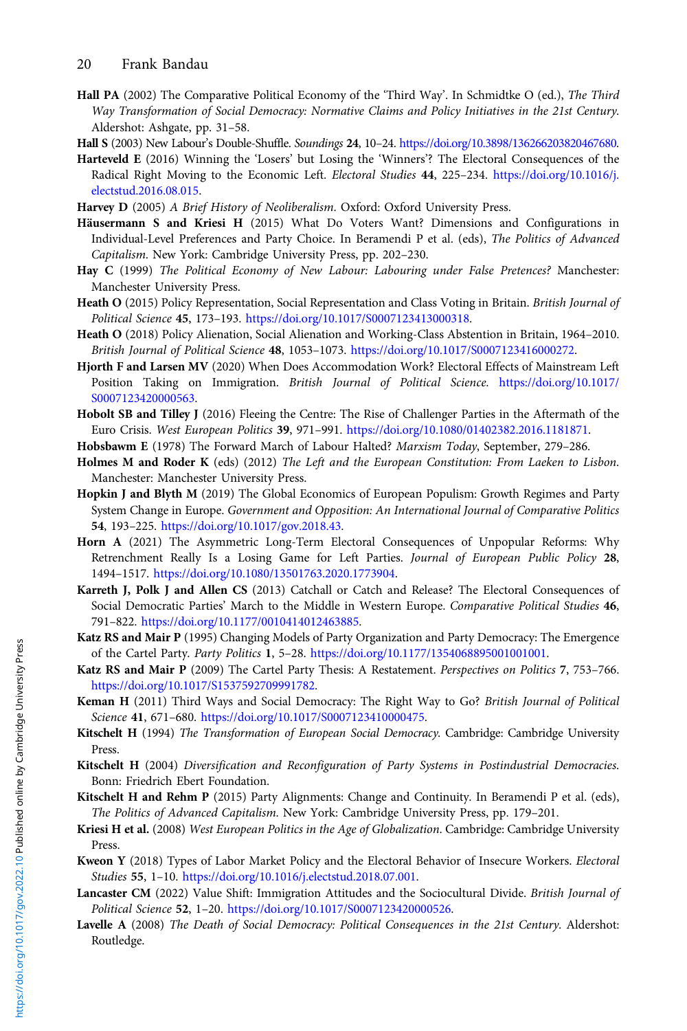**Hall PA** (2002) The Comparative Political Economy of the 'Third Way'. In Schmidtke O (ed.), *The Third Way Transformation of Social Democracy: Normative Claims and Policy Initiatives in the 21st Century*. Aldershot: Ashgate, pp. 31–58.

**Hall S** (2003) New Labour's Double-Shuffle. *Soundings* **24**, 10–24. https://doi.org/10.3898/136266203820467680.

**Harteveld E** (2016) Winning the 'Losers' but Losing the 'Winners'? The Electoral Consequences of the Radical Right Moving to the Economic Left. *Electoral Studies* **44**, 225–234. https://doi.org/10.1016/j.electstud.2016.08.015.

**Harvey D** (2005) *A Brief History of Neoliberalism*. Oxford: Oxford University Press.

**Häusermann S and Kriesi H** (2015) What Do Voters Want? Dimensions and Configurations in Individual-Level Preferences and Party Choice. In Beramendi P et al. (eds), *The Politics of Advanced Capitalism*. New York: Cambridge University Press, pp. 202–230.

**Hay C** (1999) *The Political Economy of New Labour: Labouring under False Pretences?* Manchester: Manchester University Press.

**Heath O** (2015) Policy Representation, Social Representation and Class Voting in Britain. *British Journal of Political Science* **45**, 173–193. https://doi.org/10.1017/S0007123413000318.

**Heath O** (2018) Policy Alienation, Social Alienation and Working-Class Abstention in Britain, 1964–2010. *British Journal of Political Science* **48**, 1053–1073. https://doi.org/10.1017/S0007123416000272.

**Hjorth F and Larsen MV** (2020) When Does Accommodation Work? Electoral Effects of Mainstream Left Position Taking on Immigration. *British Journal of Political Science*. https://doi.org/10.1017/S0007123420000563.

**Hobolt SB and Tilley J** (2016) Fleeing the Centre: The Rise of Challenger Parties in the Aftermath of the Euro Crisis. *West European Politics* **39**, 971–991. https://doi.org/10.1080/01402382.2016.1181871.

**Hobsbawm E** (1978) The Forward March of Labour Halted? *Marxism Today*, September, 279–286.

**Holmes M and Roder K** (eds) (2012) *The Left and the European Constitution: From Laeken to Lisbon*. Manchester: Manchester University Press.

**Hopkin J and Blyth M** (2019) The Global Economics of European Populism: Growth Regimes and Party System Change in Europe. *Government and Opposition: An International Journal of Comparative Politics* **54**, 193–225. https://doi.org/10.1017/gov.2018.43.

**Horn A** (2021) The Asymmetric Long-Term Electoral Consequences of Unpopular Reforms: Why Retrenchment Really Is a Losing Game for Left Parties. *Journal of European Public Policy* **28**, 1494–1517. https://doi.org/10.1080/13501763.2020.1773904.

**Karreth J, Polk J and Allen CS** (2013) Catchall or Catch and Release? The Electoral Consequences of Social Democratic Parties' March to the Middle in Western Europe. *Comparative Political Studies* **46**, 791–822. https://doi.org/10.1177/0010414012463885.

**Katz RS and Mair P** (1995) Changing Models of Party Organization and Party Democracy: The Emergence of the Cartel Party. *Party Politics* **1**, 5–28. https://doi.org/10.1177/1354068895001001001.

**Katz RS and Mair P** (2009) The Cartel Party Thesis: A Restatement. *Perspectives on Politics* **7**, 753–766. https://doi.org/10.1017/S1537592709991782.

**Keman H** (2011) Third Ways and Social Democracy: The Right Way to Go? *British Journal of Political Science* **41**, 671–680. https://doi.org/10.1017/S0007123410000475.

**Kitschelt H** (1994) *The Transformation of European Social Democracy*. Cambridge: Cambridge University Press.

**Kitschelt H** (2004) *Diversification and Reconfiguration of Party Systems in Postindustrial Democracies*. Bonn: Friedrich Ebert Foundation.

**Kitschelt H and Rehm P** (2015) Party Alignments: Change and Continuity. In Beramendi P et al. (eds), *The Politics of Advanced Capitalism*. New York: Cambridge University Press, pp. 179–201.

**Kriesi H et al.** (2008) *West European Politics in the Age of Globalization*. Cambridge: Cambridge University Press.

**Kweon Y** (2018) Types of Labor Market Policy and the Electoral Behavior of Insecure Workers. *Electoral Studies* **55**, 1–10. https://doi.org/10.1016/j.electstud.2018.07.001.

**Lancaster CM** (2022) Value Shift: Immigration Attitudes and the Sociocultural Divide. *British Journal of Political Science* **52**, 1–20. https://doi.org/10.1017/S0007123420000526.

**Lavelle A** (2008) *The Death of Social Democracy: Political Consequences in the 21st Century*. Aldershot: Routledge.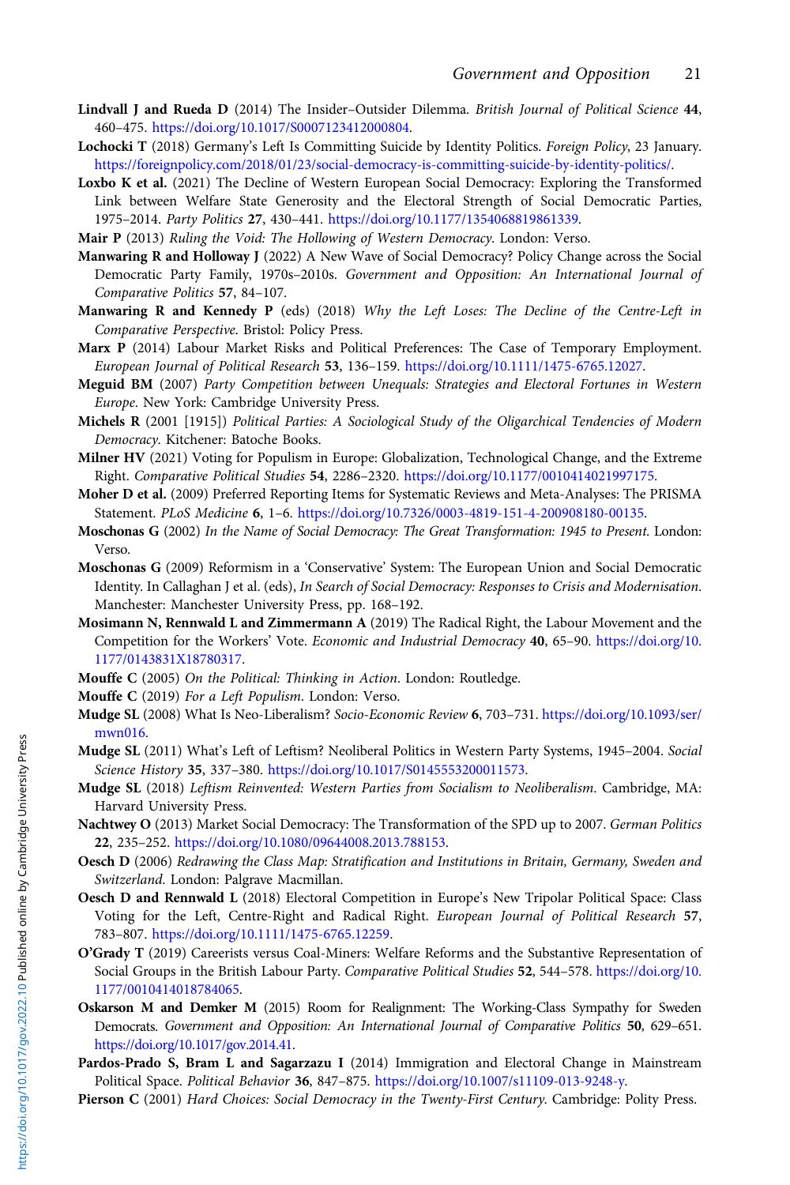**Lindvall J and Rueda D** (2014) The Insider–Outsider Dilemma. *British Journal of Political Science* **44**, 460–475. https://doi.org/10.1017/S0007123412000804.

**Lochocki T** (2018) Germany's Left Is Committing Suicide by Identity Politics. *Foreign Policy*, 23 January. https://foreignpolicy.com/2018/01/23/social-democracy-is-committing-suicide-by-identity-politics/.

**Loxbo K et al.** (2021) The Decline of Western European Social Democracy: Exploring the Transformed Link between Welfare State Generosity and the Electoral Strength of Social Democratic Parties, 1975–2014. *Party Politics* **27**, 430–441. https://doi.org/10.1177/1354068819861339.

**Mair P** (2013) *Ruling the Void: The Hollowing of Western Democracy*. London: Verso.

**Manwaring R and Holloway J** (2022) A New Wave of Social Democracy? Policy Change across the Social Democratic Party Family, 1970s–2010s. *Government and Opposition: An International Journal of Comparative Politics* **57**, 84–107.

**Manwaring R and Kennedy P** (eds) (2018) *Why the Left Loses: The Decline of the Centre-Left in Comparative Perspective*. Bristol: Policy Press.

**Marx P** (2014) Labour Market Risks and Political Preferences: The Case of Temporary Employment. *European Journal of Political Research* **53**, 136–159. https://doi.org/10.1111/1475-6765.12027.

**Meguid BM** (2007) *Party Competition between Unequals: Strategies and Electoral Fortunes in Western Europe*. New York: Cambridge University Press.

**Michels R** (2001 [1915]) *Political Parties: A Sociological Study of the Oligarchical Tendencies of Modern Democracy*. Kitchener: Batoche Books.

**Milner HV** (2021) Voting for Populism in Europe: Globalization, Technological Change, and the Extreme Right. *Comparative Political Studies* **54**, 2286–2320. https://doi.org/10.1177/0010414021997175.

**Moher D et al.** (2009) Preferred Reporting Items for Systematic Reviews and Meta-Analyses: The PRISMA Statement. *PLoS Medicine* **6**, 1–6. https://doi.org/10.7326/0003-4819-151-4-200908180-00135.

**Moschonas G** (2002) *In the Name of Social Democracy: The Great Transformation: 1945 to Present*. London: Verso.

**Moschonas G** (2009) Reformism in a 'Conservative' System: The European Union and Social Democratic Identity. In Callaghan J et al. (eds), *In Search of Social Democracy: Responses to Crisis and Modernisation*. Manchester: Manchester University Press, pp. 168–192.

**Mosimann N, Rennwald L and Zimmermann A** (2019) The Radical Right, the Labour Movement and the Competition for the Workers' Vote. *Economic and Industrial Democracy* **40**, 65–90. https://doi.org/10.1177/0143831X18780317.

**Mouffe C** (2005) *On the Political: Thinking in Action*. London: Routledge.

**Mouffe C** (2019) *For a Left Populism*. London: Verso.

**Mudge SL** (2008) What Is Neo-Liberalism? *Socio-Economic Review* **6**, 703–731. https://doi.org/10.1093/ser/mwn016.

**Mudge SL** (2011) What's Left of Leftism? Neoliberal Politics in Western Party Systems, 1945–2004. *Social Science History* **35**, 337–380. https://doi.org/10.1017/S0145553200011573.

**Mudge SL** (2018) *Leftism Reinvented: Western Parties from Socialism to Neoliberalism*. Cambridge, MA: Harvard University Press.

**Nachtwey O** (2013) Market Social Democracy: The Transformation of the SPD up to 2007. *German Politics* **22**, 235–252. https://doi.org/10.1080/09644008.2013.788153.

**Oesch D** (2006) *Redrawing the Class Map: Stratification and Institutions in Britain, Germany, Sweden and Switzerland*. London: Palgrave Macmillan.

**Oesch D and Rennwald L** (2018) Electoral Competition in Europe's New Tripolar Political Space: Class Voting for the Left, Centre-Right and Radical Right. *European Journal of Political Research* **57**, 783–807. https://doi.org/10.1111/1475-6765.12259.

**O'Grady T** (2019) Careerists versus Coal-Miners: Welfare Reforms and the Substantive Representation of Social Groups in the British Labour Party. *Comparative Political Studies* **52**, 544–578. https://doi.org/10.1177/0010414018784065.

**Oskarson M and Demker M** (2015) Room for Realignment: The Working-Class Sympathy for Sweden Democrats. *Government and Opposition: An International Journal of Comparative Politics* **50**, 629–651. https://doi.org/10.1017/gov.2014.41.

**Pardos-Prado S, Bram L and Sagarzazu I** (2014) Immigration and Electoral Change in Mainstream Political Space. *Political Behavior* **36**, 847–875. https://doi.org/10.1007/s11109-013-9248-y.

**Pierson C** (2001) *Hard Choices: Social Democracy in the Twenty-First Century*. Cambridge: Polity Press.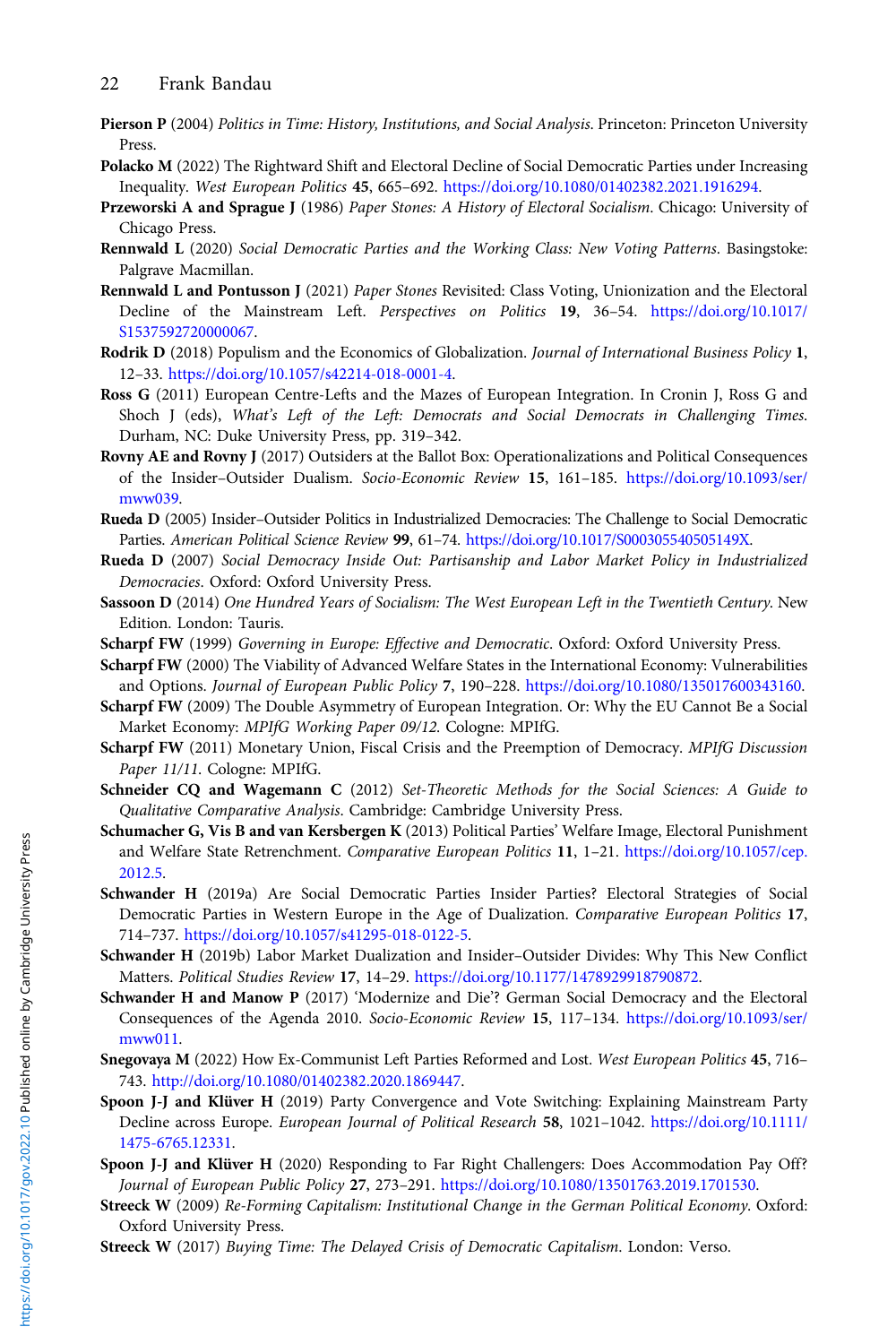**Pierson P** (2004) *Politics in Time: History, Institutions, and Social Analysis*. Princeton: Princeton University Press.

**Polacko M** (2022) The Rightward Shift and Electoral Decline of Social Democratic Parties under Increasing Inequality. *West European Politics* **45**, 665–692. https://doi.org/10.1080/01402382.2021.1916294.

**Przeworski A and Sprague J** (1986) *Paper Stones: A History of Electoral Socialism*. Chicago: University of Chicago Press.

**Rennwald L** (2020) *Social Democratic Parties and the Working Class: New Voting Patterns*. Basingstoke: Palgrave Macmillan.

**Rennwald L and Pontusson J** (2021) *Paper Stones* Revisited: Class Voting, Unionization and the Electoral Decline of the Mainstream Left. *Perspectives on Politics* **19**, 36–54. https://doi.org/10.1017/S1537592720000067.

**Rodrik D** (2018) Populism and the Economics of Globalization. *Journal of International Business Policy* **1**, 12–33. https://doi.org/10.1057/s42214-018-0001-4.

**Ross G** (2011) European Centre-Lefts and the Mazes of European Integration. In Cronin J, Ross G and Shoch J (eds), *What's Left of the Left: Democrats and Social Democrats in Challenging Times*. Durham, NC: Duke University Press, pp. 319–342.

**Rovny AE and Rovny J** (2017) Outsiders at the Ballot Box: Operationalizations and Political Consequences of the Insider–Outsider Dualism. *Socio-Economic Review* **15**, 161–185. https://doi.org/10.1093/ser/mww039.

**Rueda D** (2005) Insider–Outsider Politics in Industrialized Democracies: The Challenge to Social Democratic Parties. *American Political Science Review* **99**, 61–74. https://doi.org/10.1017/S000305540505149X.

**Rueda D** (2007) *Social Democracy Inside Out: Partisanship and Labor Market Policy in Industrialized Democracies*. Oxford: Oxford University Press.

**Sassoon D** (2014) *One Hundred Years of Socialism: The West European Left in the Twentieth Century*. New Edition. London: Tauris.

**Scharpf FW** (1999) *Governing in Europe: Effective and Democratic*. Oxford: Oxford University Press.

**Scharpf FW** (2000) The Viability of Advanced Welfare States in the International Economy: Vulnerabilities and Options. *Journal of European Public Policy* **7**, 190–228. https://doi.org/10.1080/135017600343160.

**Scharpf FW** (2009) The Double Asymmetry of European Integration. Or: Why the EU Cannot Be a Social Market Economy: *MPIfG Working Paper 09/12*. Cologne: MPIfG.

**Scharpf FW** (2011) Monetary Union, Fiscal Crisis and the Preemption of Democracy. *MPIfG Discussion Paper 11/11*. Cologne: MPIfG.

**Schneider CQ and Wagemann C** (2012) *Set-Theoretic Methods for the Social Sciences: A Guide to Qualitative Comparative Analysis*. Cambridge: Cambridge University Press.

**Schumacher G, Vis B and van Kersbergen K** (2013) Political Parties' Welfare Image, Electoral Punishment and Welfare State Retrenchment. *Comparative European Politics* **11**, 1–21. https://doi.org/10.1057/cep.2012.5.

**Schwander H** (2019a) Are Social Democratic Parties Insider Parties? Electoral Strategies of Social Democratic Parties in Western Europe in the Age of Dualization. *Comparative European Politics* **17**, 714–737. https://doi.org/10.1057/s41295-018-0122-5.

**Schwander H** (2019b) Labor Market Dualization and Insider–Outsider Divides: Why This New Conflict Matters. *Political Studies Review* **17**, 14–29. https://doi.org/10.1177/1478929918790872.

**Schwander H and Manow P** (2017) 'Modernize and Die'? German Social Democracy and the Electoral Consequences of the Agenda 2010. *Socio-Economic Review* **15**, 117–134. https://doi.org/10.1093/ser/mww011.

**Snegovaya M** (2022) How Ex-Communist Left Parties Reformed and Lost. *West European Politics* **45**, 716–743. http://doi.org/10.1080/01402382.2020.1869447.

**Spoon J-J and Klüver H** (2019) Party Convergence and Vote Switching: Explaining Mainstream Party Decline across Europe. *European Journal of Political Research* **58**, 1021–1042. https://doi.org/10.1111/1475-6765.12331.

**Spoon J-J and Klüver H** (2020) Responding to Far Right Challengers: Does Accommodation Pay Off? *Journal of European Public Policy* **27**, 273–291. https://doi.org/10.1080/13501763.2019.1701530.

**Streeck W** (2009) *Re-Forming Capitalism: Institutional Change in the German Political Economy*. Oxford: Oxford University Press.

**Streeck W** (2017) *Buying Time: The Delayed Crisis of Democratic Capitalism*. London: Verso.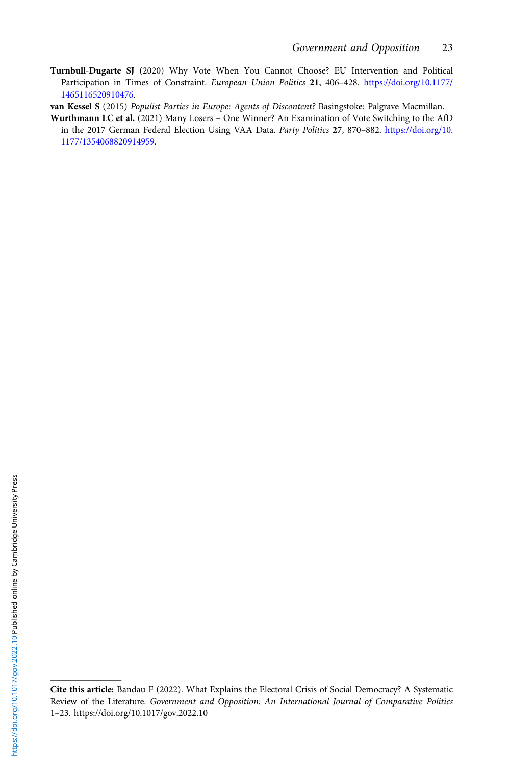**Turnbull-Dugarte SJ** (2020) Why Vote When You Cannot Choose? EU Intervention and Political Participation in Times of Constraint. *European Union Politics* **21**, 406–428. https://doi.org/10.1177/1465116520910476.

**van Kessel S** (2015) *Populist Parties in Europe: Agents of Discontent?* Basingstoke: Palgrave Macmillan.

**Wurthmann LC et al.** (2021) Many Losers – One Winner? An Examination of Vote Switching to the AfD in the 2017 German Federal Election Using VAA Data. *Party Politics* **27**, 870–882. https://doi.org/10.1177/1354068820914959.

---

**Cite this article:** Bandau F (2022). What Explains the Electoral Crisis of Social Democracy? A Systematic Review of the Literature. *Government and Opposition: An International Journal of Comparative Politics* 1–23. https://doi.org/10.1017/gov.2022.10